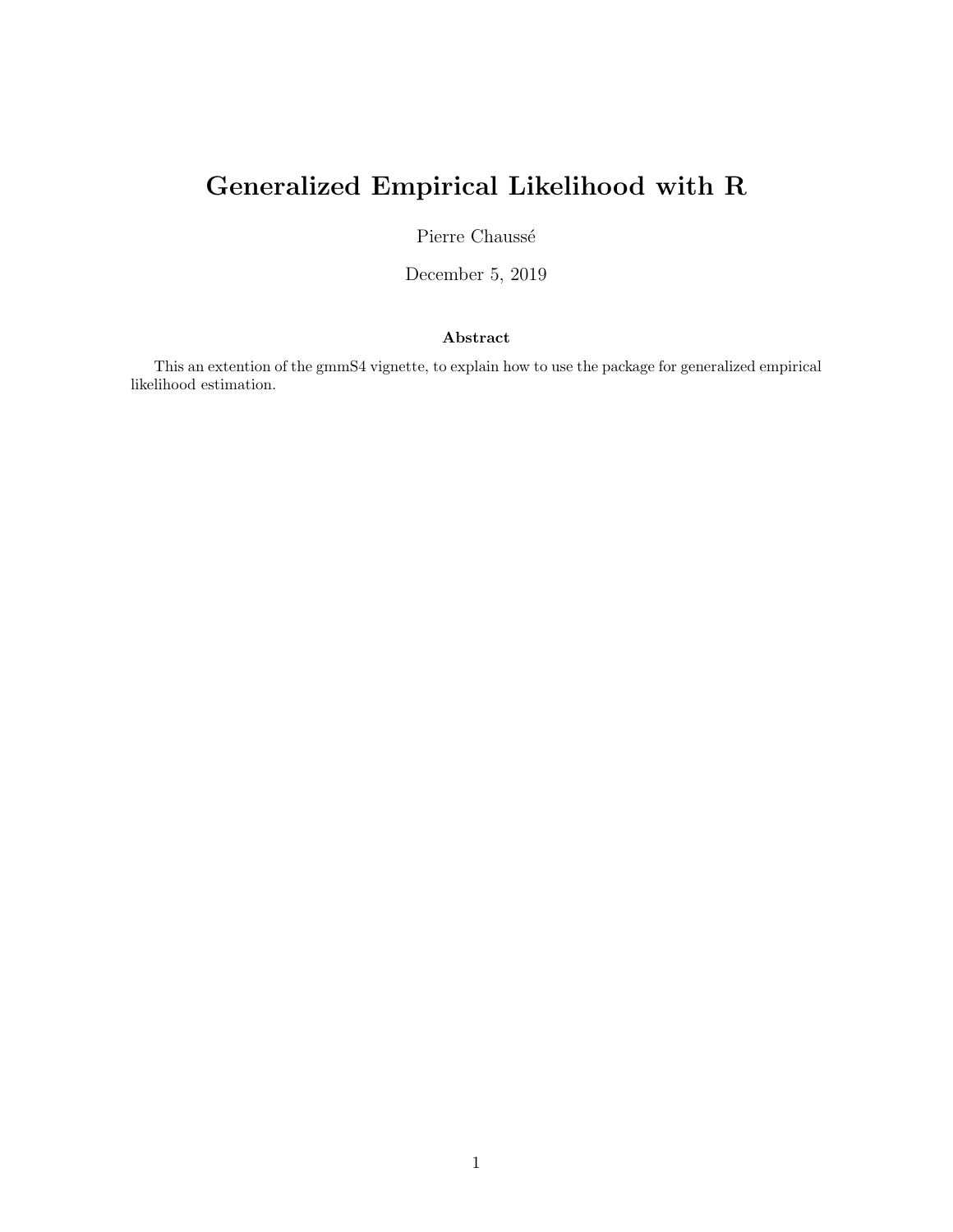# Generalized Empirical Likelihood with R

Pierre Chaussé

December 5, 2019

**Abstract**

This an extention of the gmmS4 vignette, to explain how to use the package for generalized empirical likelihood estimation.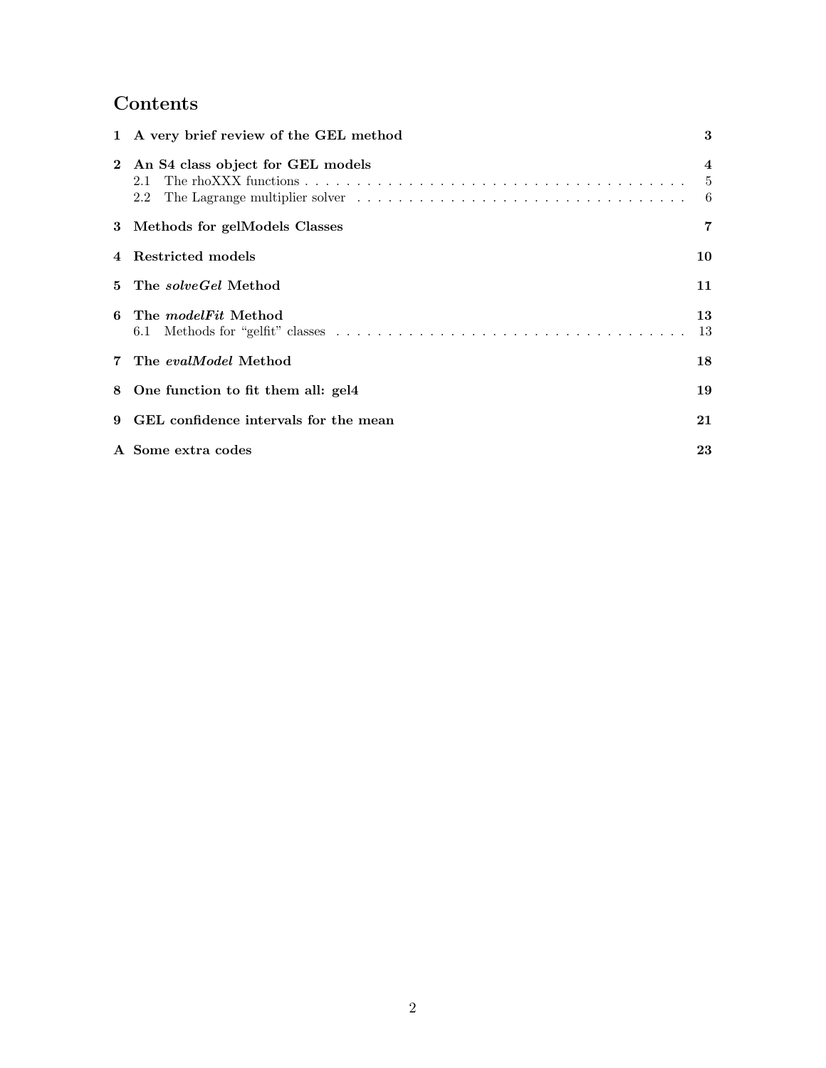# Contents

1 A very brief review of the GEL method — 3

2 An S4 class object for GEL models — 4
- 2.1 The rhoXXX functions — 5
- 2.2 The Lagrange multiplier solver — 6

3 Methods for gelModels Classes — 7

4 Restricted models — 10

5 The *solveGel* Method — 11

6 The *modelFit* Method — 13
- 6.1 Methods for "gelfit" classes — 13

7 The *evalModel* Method — 18

8 One function to fit them all: gel4 — 19

9 GEL confidence intervals for the mean — 21

A Some extra codes — 23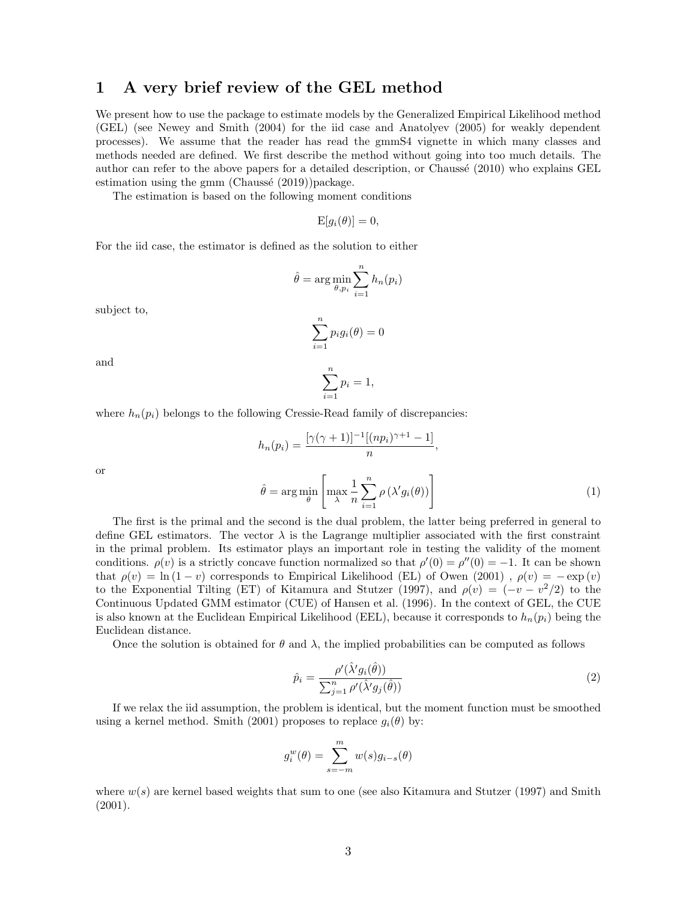# 1 A very brief review of the GEL method

We present how to use the package to estimate models by the Generalized Empirical Likelihood method (GEL) (see Newey and Smith (2004) for the iid case and Anatolyev (2005) for weakly dependent processes). We assume that the reader has read the gmmS4 vignette in which many classes and methods needed are defined. We first describe the method without going into too much details. The author can refer to the above papers for a detailed description, or Chaussé (2010) who explains GEL estimation using the gmm (Chaussé (2019))package.

The estimation is based on the following moment conditions

$$\mathrm{E}[g_i(\theta)] = 0,$$

For the iid case, the estimator is defined as the solution to either

$$\hat{\theta} = \arg\min_{\theta, p_i} \sum_{i=1}^{n} h_n(p_i)$$

subject to,

$$\sum_{i=1}^{n} p_i g_i(\theta) = 0$$

and

$$\sum_{i=1}^{n} p_i = 1,$$

where $h_n(p_i)$ belongs to the following Cressie-Read family of discrepancies:

$$h_n(p_i) = \frac{[\gamma(\gamma+1)]^{-1}[(np_i)^{\gamma+1} - 1]}{n},$$

or

$$\hat{\theta} = \arg\min_{\theta} \left[ \max_{\lambda} \frac{1}{n} \sum_{i=1}^{n} \rho\left(\lambda' g_i(\theta)\right) \right] \tag{1}$$

The first is the primal and the second is the dual problem, the latter being preferred in general to define GEL estimators. The vector $\lambda$ is the Lagrange multiplier associated with the first constraint in the primal problem. Its estimator plays an important role in testing the validity of the moment conditions. $\rho(v)$ is a strictly concave function normalized so that $\rho'(0) = \rho''(0) = -1$. It can be shown that $\rho(v) = \ln(1 - v)$ corresponds to Empirical Likelihood (EL) of Owen (2001) , $\rho(v) = -\exp(v)$ to the Exponential Tilting (ET) of Kitamura and Stutzer (1997), and $\rho(v) = (-v - v^2/2)$ to the Continuous Updated GMM estimator (CUE) of Hansen et al. (1996). In the context of GEL, the CUE is also known at the Euclidean Empirical Likelihood (EEL), because it corresponds to $h_n(p_i)$ being the Euclidean distance.

Once the solution is obtained for $\theta$ and $\lambda$, the implied probabilities can be computed as follows

$$\hat{p}_i = \frac{\rho'(\hat{\lambda}' g_i(\hat{\theta}))}{\sum_{j=1}^{n} \rho'(\hat{\lambda}' g_j(\hat{\theta}))} \tag{2}$$

If we relax the iid assumption, the problem is identical, but the moment function must be smoothed using a kernel method. Smith (2001) proposes to replace $g_i(\theta)$ by:

$$g_i^w(\theta) = \sum_{s=-m}^{m} w(s) g_{i-s}(\theta)$$

where $w(s)$ are kernel based weights that sum to one (see also Kitamura and Stutzer (1997) and Smith (2001).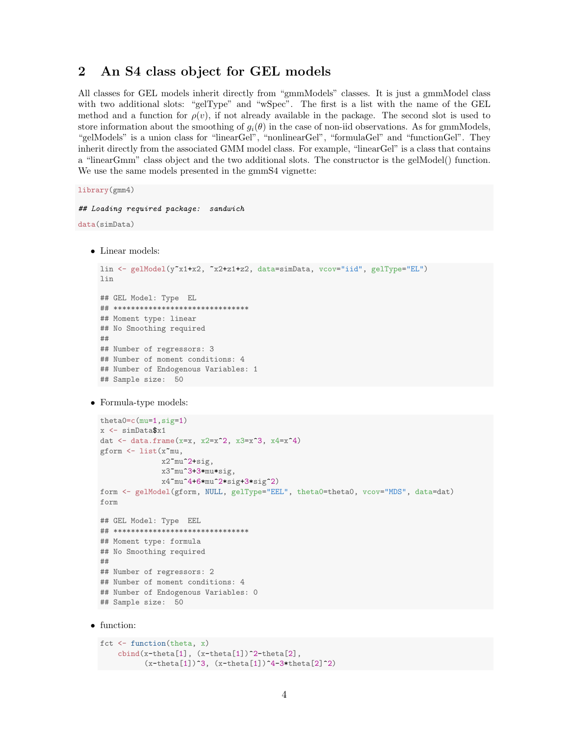## 2 An S4 class object for GEL models

All classes for GEL models inherit directly from "gmmModels" classes. It is just a gmmModel class with two additional slots: "gelType" and "wSpec". The first is a list with the name of the GEL method and a function for $\rho(v)$, if not already available in the package. The second slot is used to store information about the smoothing of $g_i(\theta)$ in the case of non-iid observations. As for gmmModels, "gelModels" is a union class for "linearGel", "nonlinearGel", "formulaGel" and "functionGel". They inherit directly from the associated GMM model class. For example, "linearGel" is a class that contains a "linearGmm" class object and the two additional slots. The constructor is the gelModel() function. We use the same models presented in the gmmS4 vignette:

```
library(gmm4)

## Loading required package:  sandwich

data(simData)
```

- Linear models:

```
lin <- gelModel(y~x1+x2, ~x2+z1+z2, data=simData, vcov="iid", gelType="EL")
lin

## GEL Model: Type  EL
## *******************************
## Moment type: linear
## No Smoothing required
##
## Number of regressors: 3
## Number of moment conditions: 4
## Number of Endogenous Variables: 1
## Sample size:  50
```

- Formula-type models:

```
theta0=c(mu=1,sig=1)
x <- simData$x1
dat <- data.frame(x=x, x2=x^2, x3=x^3, x4=x^4)
gform <- list(x~mu,
              x2~mu^2+sig,
              x3~mu^3+3*mu*sig,
              x4~mu^4+6*mu^2*sig+3*sig^2)
form <- gelModel(gform, NULL, gelType="EEL", theta0=theta0, vcov="MDS", data=dat)
form

## GEL Model: Type  EEL
## *******************************
## Moment type: formula
## No Smoothing required
##
## Number of regressors: 2
## Number of moment conditions: 4
## Number of Endogenous Variables: 0
## Sample size:  50
```

- function:

```
fct <- function(theta, x)
    cbind(x-theta[1], (x-theta[1])^2-theta[2],
          (x-theta[1])^3, (x-theta[1])^4-3*theta[2]^2)
```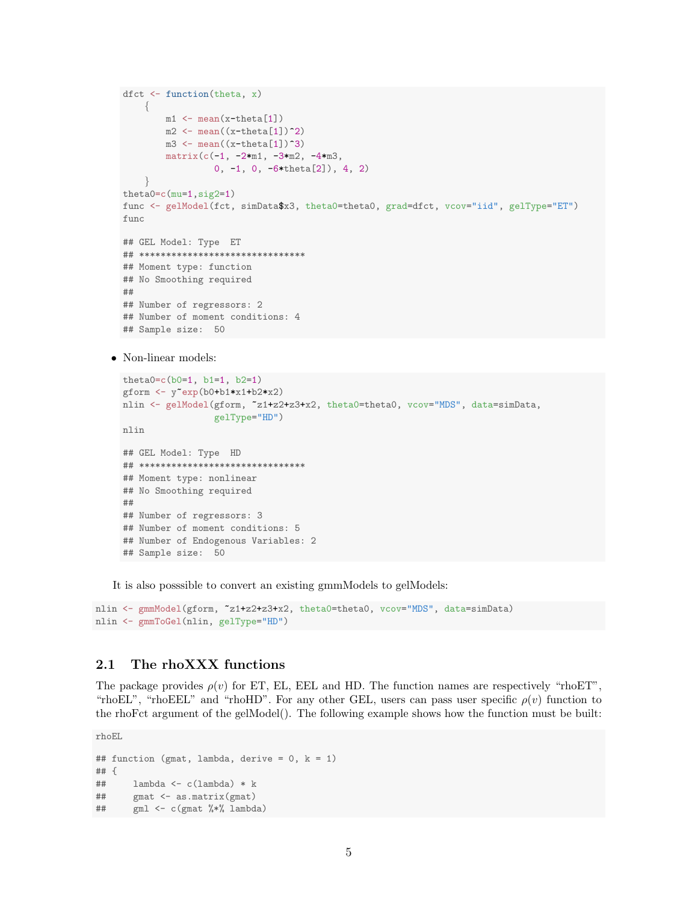```
dfct <- function(theta, x)
    {
        m1 <- mean(x-theta[1])
        m2 <- mean((x-theta[1])^2)
        m3 <- mean((x-theta[1])^3)
        matrix(c(-1, -2*m1, -3*m2, -4*m3,
                 0, -1, 0, -6*theta[2]), 4, 2)
    }
theta0=c(mu=1,sig2=1)
func <- gelModel(fct, simData$x3, theta0=theta0, grad=dfct, vcov="iid", gelType="ET")
func

## GEL Model: Type  ET
## *******************************
## Moment type: function
## No Smoothing required
##
## Number of regressors: 2
## Number of moment conditions: 4
## Sample size:  50
```

- Non-linear models:

```
theta0=c(b0=1, b1=1, b2=1)
gform <- y~exp(b0+b1*x1+b2*x2)
nlin <- gelModel(gform, ~z1+z2+z3+x2, theta0=theta0, vcov="MDS", data=simData,
                 gelType="HD")
nlin

## GEL Model: Type  HD
## *******************************
## Moment type: nonlinear
## No Smoothing required
##
## Number of regressors: 3
## Number of moment conditions: 5
## Number of Endogenous Variables: 2
## Sample size:  50
```

It is also posssible to convert an existing gmmModels to gelModels:

```
nlin <- gmmModel(gform, ~z1+z2+z3+x2, theta0=theta0, vcov="MDS", data=simData)
nlin <- gmmToGel(nlin, gelType="HD")
```

## 2.1 The rhoXXX functions

The package provides $\rho(v)$ for ET, EL, EEL and HD. The function names are respectively "rhoET", "rhoEL", "rhoEEL" and "rhoHD". For any other GEL, users can pass user specific $\rho(v)$ function to the rhoFct argument of the gelModel(). The following example shows how the function must be built:

```
rhoEL

## function (gmat, lambda, derive = 0, k = 1)
## {
##     lambda <- c(lambda) * k
##     gmat <- as.matrix(gmat)
##     gml <- c(gmat %*% lambda)
```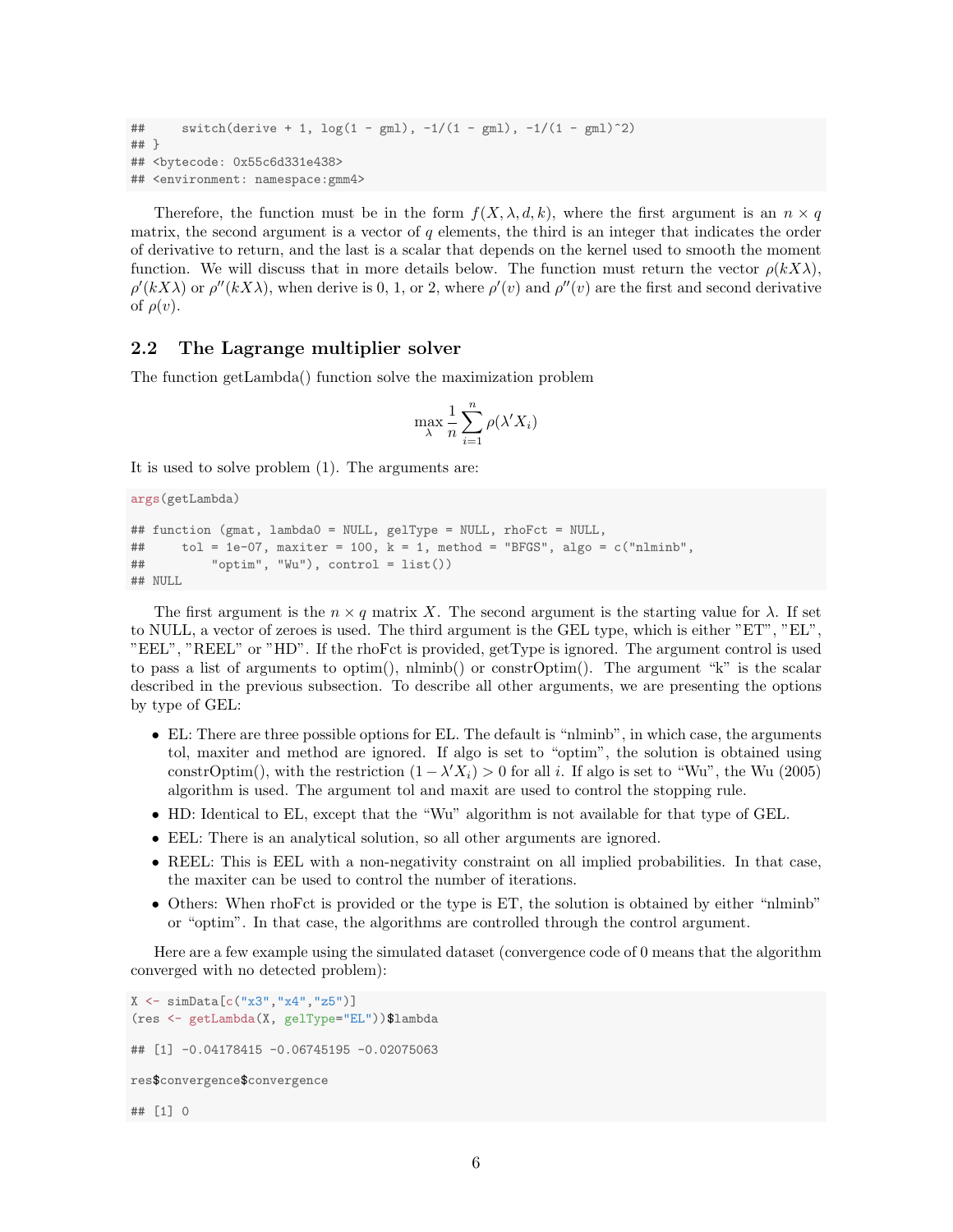```
##     switch(derive + 1, log(1 - gml), -1/(1 - gml), -1/(1 - gml)^2)
## }
## <bytecode: 0x55c6d331e438>
## <environment: namespace:gmm4>
```

Therefore, the function must be in the form $f(X, \lambda, d, k)$, where the first argument is an $n \times q$ matrix, the second argument is a vector of $q$ elements, the third is an integer that indicates the order of derivative to return, and the last is a scalar that depends on the kernel used to smooth the moment function. We will discuss that in more details below. The function must return the vector $\rho(kX\lambda)$, $\rho'(kX\lambda)$ or $\rho''(kX\lambda)$, when derive is 0, 1, or 2, where $\rho'(v)$ and $\rho''(v)$ are the first and second derivative of $\rho(v)$.

## 2.2 The Lagrange multiplier solver

The function getLambda() function solve the maximization problem

$$\max_{\lambda} \frac{1}{n} \sum_{i=1}^{n} \rho(\lambda' X_i)$$

It is used to solve problem (1). The arguments are:

```
args(getLambda)

## function (gmat, lambda0 = NULL, gelType = NULL, rhoFct = NULL,
##     tol = 1e-07, maxiter = 100, k = 1, method = "BFGS", algo = c("nlminb",
##         "optim", "Wu"), control = list())
## NULL
```

The first argument is the $n \times q$ matrix $X$. The second argument is the starting value for $\lambda$. If set to NULL, a vector of zeroes is used. The third argument is the GEL type, which is either "ET", "EL", "EEL", "REEL" or "HD". If the rhoFct is provided, getType is ignored. The argument control is used to pass a list of arguments to optim(), nlminb() or constrOptim(). The argument "k" is the scalar described in the previous subsection. To describe all other arguments, we are presenting the options by type of GEL:

- EL: There are three possible options for EL. The default is "nlminb", in which case, the arguments tol, maxiter and method are ignored. If algo is set to "optim", the solution is obtained using constrOptim(), with the restriction $(1 - \lambda' X_i) > 0$ for all $i$. If algo is set to "Wu", the Wu (2005) algorithm is used. The argument tol and maxit are used to control the stopping rule.
- HD: Identical to EL, except that the "Wu" algorithm is not available for that type of GEL.
- EEL: There is an analytical solution, so all other arguments are ignored.
- REEL: This is EEL with a non-negativity constraint on all implied probabilities. In that case, the maxiter can be used to control the number of iterations.
- Others: When rhoFct is provided or the type is ET, the solution is obtained by either "nlminb" or "optim". In that case, the algorithms are controlled through the control argument.

Here are a few example using the simulated dataset (convergence code of 0 means that the algorithm converged with no detected problem):

```
X <- simData[c("x3","x4","z5")]
(res <- getLambda(X, gelType="EL"))$lambda

## [1] -0.04178415 -0.06745195 -0.02075063

res$convergence$convergence

## [1] 0
```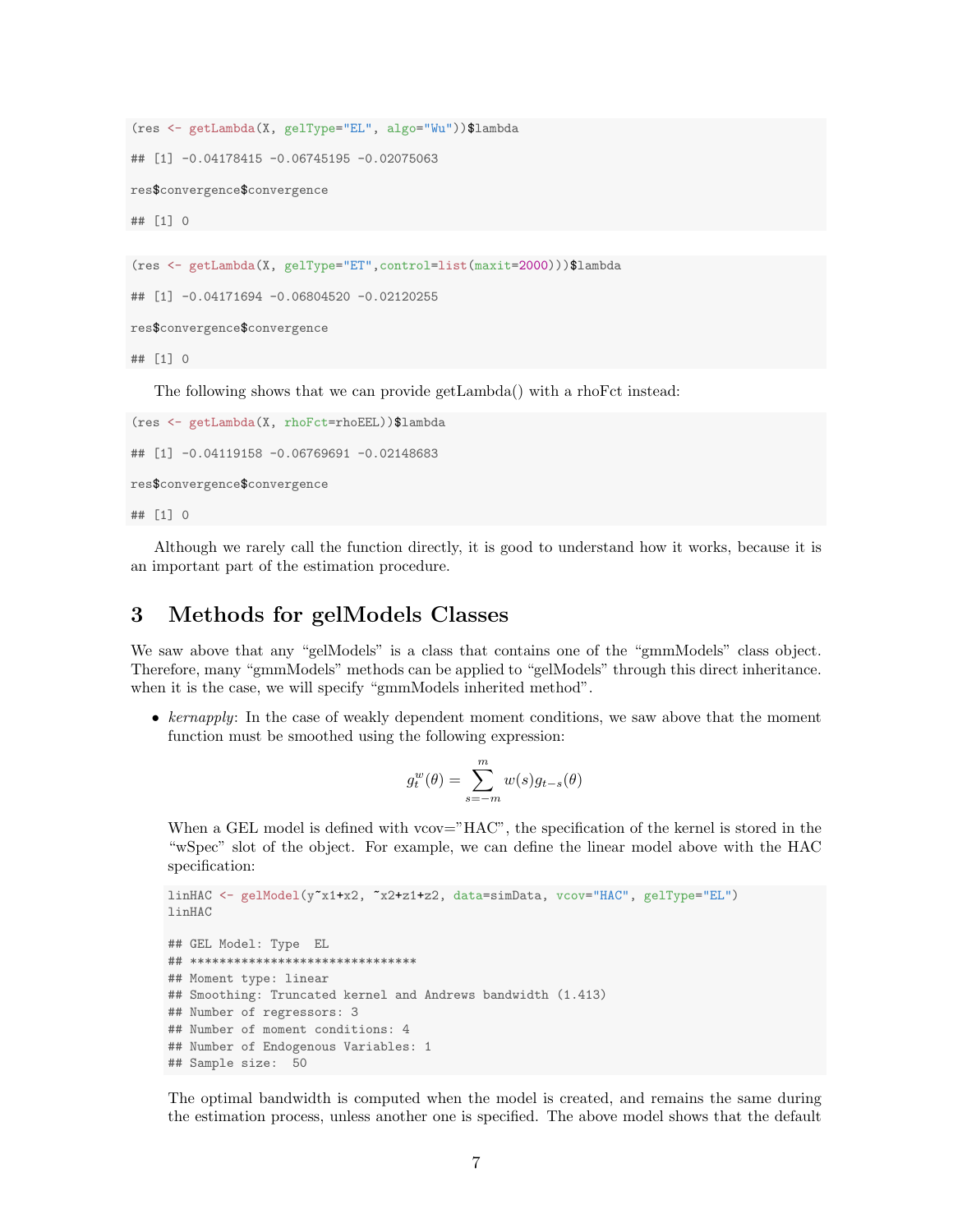```
(res <- getLambda(X, gelType="EL", algo="Wu"))$lambda

## [1] -0.04178415 -0.06745195 -0.02075063

res$convergence$convergence

## [1] 0
```

```
(res <- getLambda(X, gelType="ET",control=list(maxit=2000)))$lambda

## [1] -0.04171694 -0.06804520 -0.02120255

res$convergence$convergence

## [1] 0
```

The following shows that we can provide getLambda() with a rhoFct instead:

```
(res <- getLambda(X, rhoFct=rhoEEL))$lambda

## [1] -0.04119158 -0.06769691 -0.02148683

res$convergence$convergence

## [1] 0
```

Although we rarely call the function directly, it is good to understand how it works, because it is an important part of the estimation procedure.

# 3 Methods for gelModels Classes

We saw above that any "gelModels" is a class that contains one of the "gmmModels" class object. Therefore, many "gmmModels" methods can be applied to "gelModels" through this direct inheritance. when it is the case, we will specify "gmmModels inherited method".

- *kernapply*: In the case of weakly dependent moment conditions, we saw above that the moment function must be smoothed using the following expression:

$$g_t^w(\theta) = \sum_{s=-m}^{m} w(s) g_{t-s}(\theta)$$

When a GEL model is defined with vcov="HAC", the specification of the kernel is stored in the "wSpec" slot of the object. For example, we can define the linear model above with the HAC specification:

```
linHAC <- gelModel(y~x1+x2, ~x2+z1+z2, data=simData, vcov="HAC", gelType="EL")
linHAC

## GEL Model: Type  EL
## *******************************
## Moment type: linear
## Smoothing: Truncated kernel and Andrews bandwidth (1.413)
## Number of regressors: 3
## Number of moment conditions: 4
## Number of Endogenous Variables: 1
## Sample size:  50
```

The optimal bandwidth is computed when the model is created, and remains the same during the estimation process, unless another one is specified. The above model shows that the default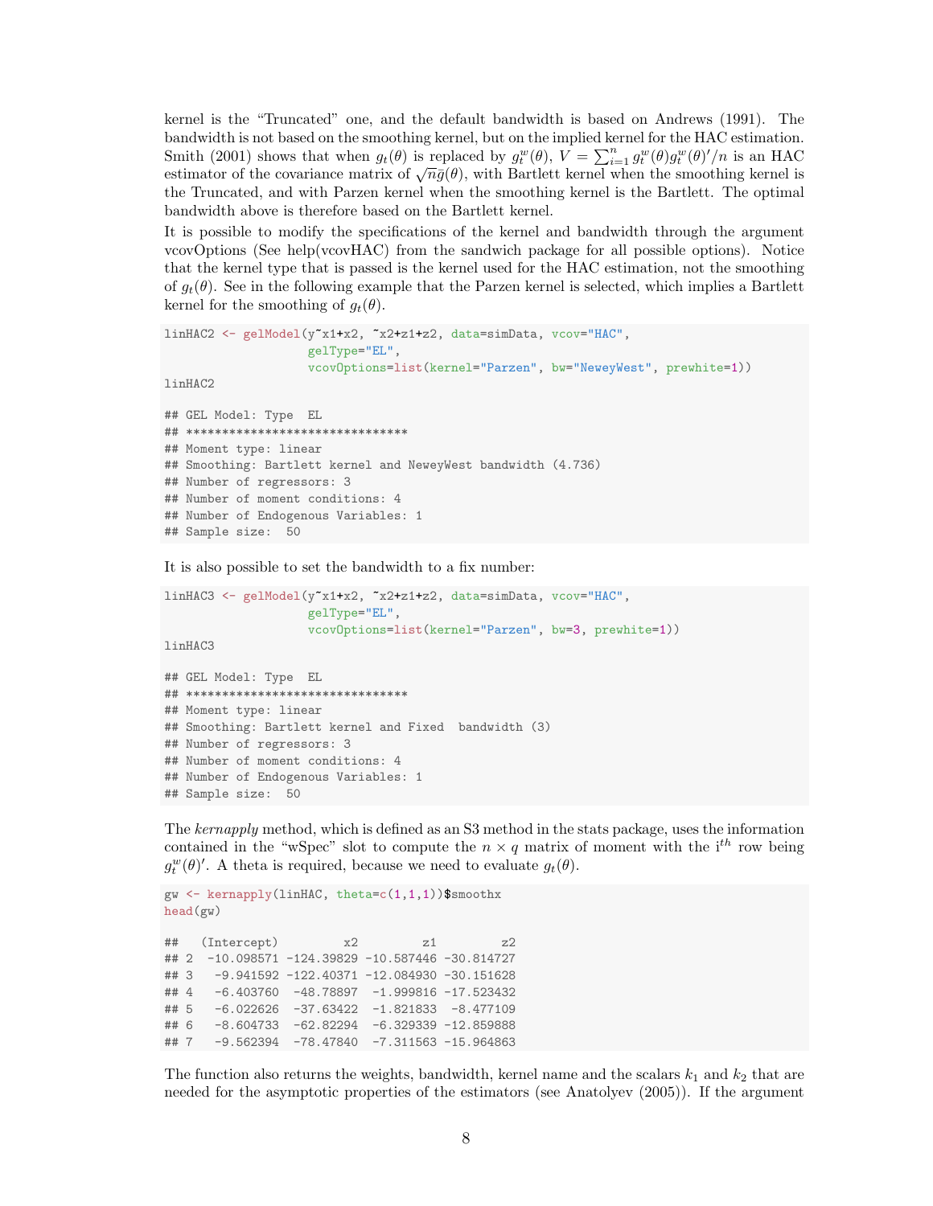kernel is the "Truncated" one, and the default bandwidth is based on Andrews (1991). The bandwidth is not based on the smoothing kernel, but on the implied kernel for the HAC estimation. Smith (2001) shows that when $g_t(\theta)$ is replaced by $g_t^w(\theta)$, $V = \sum_{i=1}^n g_t^w(\theta)g_t^w(\theta)'/n$ is an HAC estimator of the covariance matrix of $\sqrt{n}\bar{g}(\theta)$, with Bartlett kernel when the smoothing kernel is the Truncated, and with Parzen kernel when the smoothing kernel is the Bartlett. The optimal bandwidth above is therefore based on the Bartlett kernel.

It is possible to modify the specifications of the kernel and bandwidth through the argument vcovOptions (See help(vcovHAC) from the sandwich package for all possible options). Notice that the kernel type that is passed is the kernel used for the HAC estimation, not the smoothing of $g_t(\theta)$. See in the following example that the Parzen kernel is selected, which implies a Bartlett kernel for the smoothing of $g_t(\theta)$.

```
linHAC2 <- gelModel(y~x1+x2, ~x2+z1+z2, data=simData, vcov="HAC",
                    gelType="EL",
                    vcovOptions=list(kernel="Parzen", bw="NeweyWest", prewhite=1))
linHAC2

## GEL Model: Type  EL
## *******************************
## Moment type: linear
## Smoothing: Bartlett kernel and NeweyWest bandwidth (4.736)
## Number of regressors: 3
## Number of moment conditions: 4
## Number of Endogenous Variables: 1
## Sample size:  50
```

It is also possible to set the bandwidth to a fix number:

```
linHAC3 <- gelModel(y~x1+x2, ~x2+z1+z2, data=simData, vcov="HAC",
                    gelType="EL",
                    vcovOptions=list(kernel="Parzen", bw=3, prewhite=1))
linHAC3

## GEL Model: Type  EL
## *******************************
## Moment type: linear
## Smoothing: Bartlett kernel and Fixed  bandwidth (3)
## Number of regressors: 3
## Number of moment conditions: 4
## Number of Endogenous Variables: 1
## Sample size:  50
```

The *kernapply* method, which is defined as an S3 method in the stats package, uses the information contained in the "wSpec" slot to compute the $n \times q$ matrix of moment with the i$^{th}$ row being $g_t^w(\theta)'$. A theta is required, because we need to evaluate $g_t(\theta)$.

```
gw <- kernapply(linHAC, theta=c(1,1,1))$smoothx
head(gw)

##   (Intercept)         x2         z1         z2
## 2  -10.098571 -124.39829 -10.587446 -30.814727
## 3   -9.941592 -122.40371 -12.084930 -30.151628
## 4   -6.403760  -48.78897  -1.999816 -17.523432
## 5   -6.022626  -37.63422  -1.821833  -8.477109
## 6   -8.604733  -62.82294  -6.329339 -12.859888
## 7   -9.562394  -78.47840  -7.311563 -15.964863
```

The function also returns the weights, bandwidth, kernel name and the scalars $k_1$ and $k_2$ that are needed for the asymptotic properties of the estimators (see Anatolyev (2005)). If the argument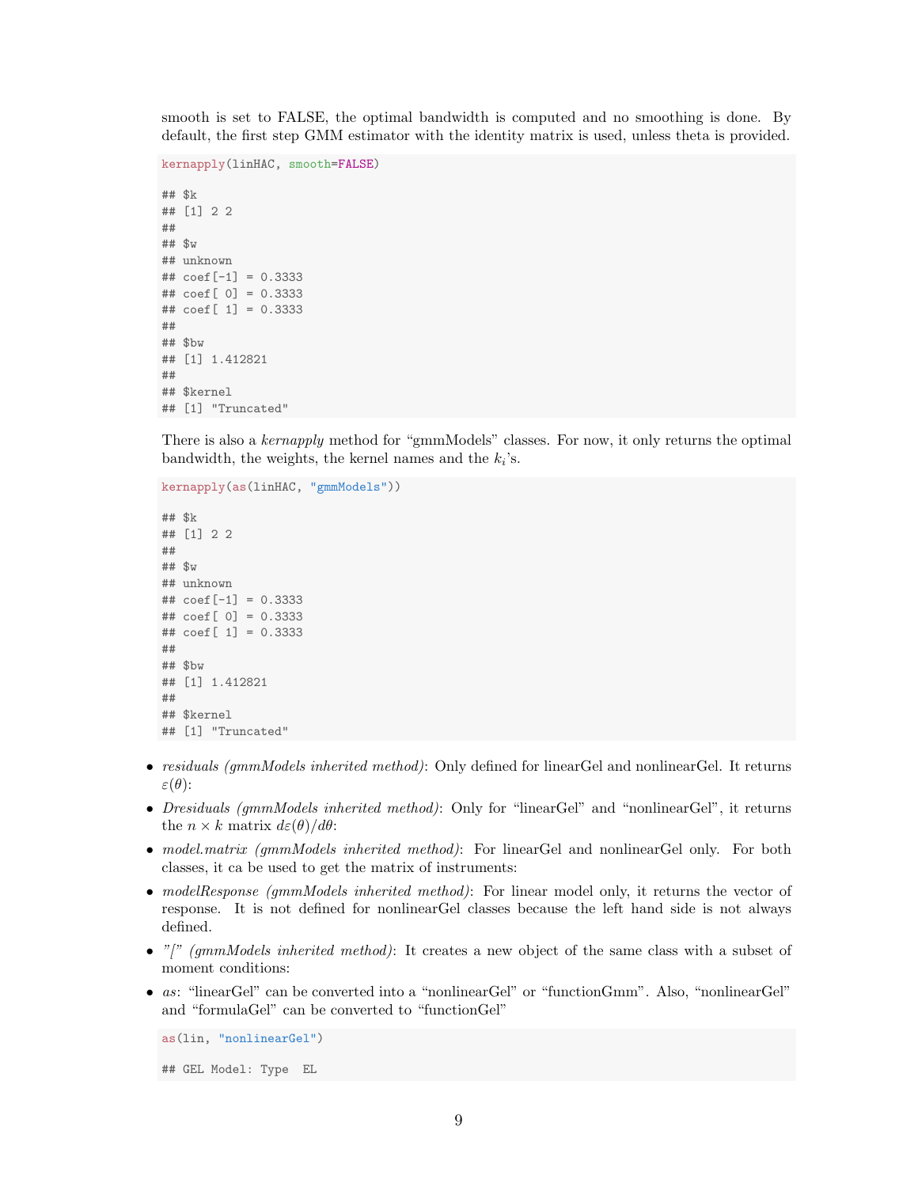smooth is set to FALSE, the optimal bandwidth is computed and no smoothing is done. By default, the first step GMM estimator with the identity matrix is used, unless theta is provided.

```
kernapply(linHAC, smooth=FALSE)

## $k
## [1] 2 2
##
## $w
## unknown
## coef[-1] = 0.3333
## coef[ 0] = 0.3333
## coef[ 1] = 0.3333
##
## $bw
## [1] 1.412821
##
## $kernel
## [1] "Truncated"
```

There is also a *kernapply* method for "gmmModels" classes. For now, it only returns the optimal bandwidth, the weights, the kernel names and the $k_i$'s.

```
kernapply(as(linHAC, "gmmModels"))

## $k
## [1] 2 2
##
## $w
## unknown
## coef[-1] = 0.3333
## coef[ 0] = 0.3333
## coef[ 1] = 0.3333
##
## $bw
## [1] 1.412821
##
## $kernel
## [1] "Truncated"
```

- *residuals (gmmModels inherited method)*: Only defined for linearGel and nonlinearGel. It returns $\varepsilon(\theta)$:
- *Dresiduals (gmmModels inherited method)*: Only for "linearGel" and "nonlinearGel", it returns the $n \times k$ matrix $d\varepsilon(\theta)/d\theta$:
- *model.matrix (gmmModels inherited method)*: For linearGel and nonlinearGel only. For both classes, it ca be used to get the matrix of instruments:
- *modelResponse (gmmModels inherited method)*: For linear model only, it returns the vector of response. It is not defined for nonlinearGel classes because the left hand side is not always defined.
- *"[" (gmmModels inherited method)*: It creates a new object of the same class with a subset of moment conditions:
- *as*: "linearGel" can be converted into a "nonlinearGel" or "functionGmm". Also, "nonlinearGel" and "formulaGel" can be converted to "functionGel"

```
as(lin, "nonlinearGel")

## GEL Model: Type  EL
```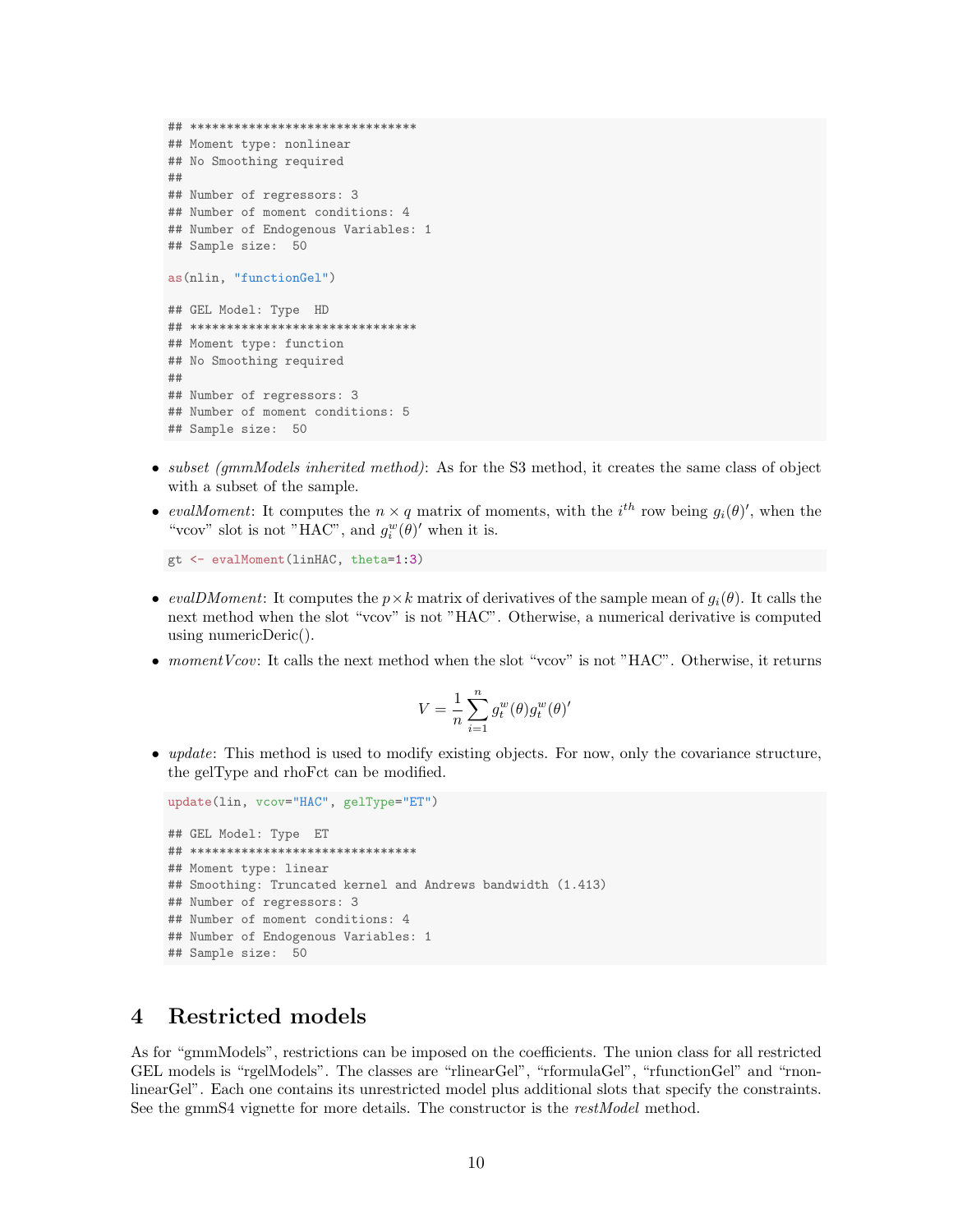```
## *******************************
## Moment type: nonlinear
## No Smoothing required
##
## Number of regressors: 3
## Number of moment conditions: 4
## Number of Endogenous Variables: 1
## Sample size:  50
```

```
as(nlin, "functionGel")
```

```
## GEL Model: Type  HD
## *******************************
## Moment type: function
## No Smoothing required
##
## Number of regressors: 3
## Number of moment conditions: 5
## Sample size:  50
```

- *subset (gmmModels inherited method)*: As for the S3 method, it creates the same class of object with a subset of the sample.
- *evalMoment*: It computes the $n \times q$ matrix of moments, with the $i^{th}$ row being $g_i(\theta)'$, when the "vcov" slot is not "HAC", and $g_i^w(\theta)'$ when it is.

```
gt <- evalMoment(linHAC, theta=1:3)
```

- *evalDMoment*: It computes the $p \times k$ matrix of derivatives of the sample mean of $g_i(\theta)$. It calls the next method when the slot "vcov" is not "HAC". Otherwise, a numerical derivative is computed using numericDeric().
- *momentVcov*: It calls the next method when the slot "vcov" is not "HAC". Otherwise, it returns

$$V = \frac{1}{n} \sum_{i=1}^{n} g_t^w(\theta) g_t^w(\theta)'$$

- *update*: This method is used to modify existing objects. For now, only the covariance structure, the gelType and rhoFct can be modified.

```
update(lin, vcov="HAC", gelType="ET")
```

```
## GEL Model: Type  ET
## *******************************
## Moment type: linear
## Smoothing: Truncated kernel and Andrews bandwidth (1.413)
## Number of regressors: 3
## Number of moment conditions: 4
## Number of Endogenous Variables: 1
## Sample size:  50
```

# 4 Restricted models

As for "gmmModels", restrictions can be imposed on the coefficients. The union class for all restricted GEL models is "rgelModels". The classes are "rlinearGel", "rformulaGel", "rfunctionGel" and "rnonlinearGel". Each one contains its unrestricted model plus additional slots that specify the constraints. See the gmmS4 vignette for more details. The constructor is the *restModel* method.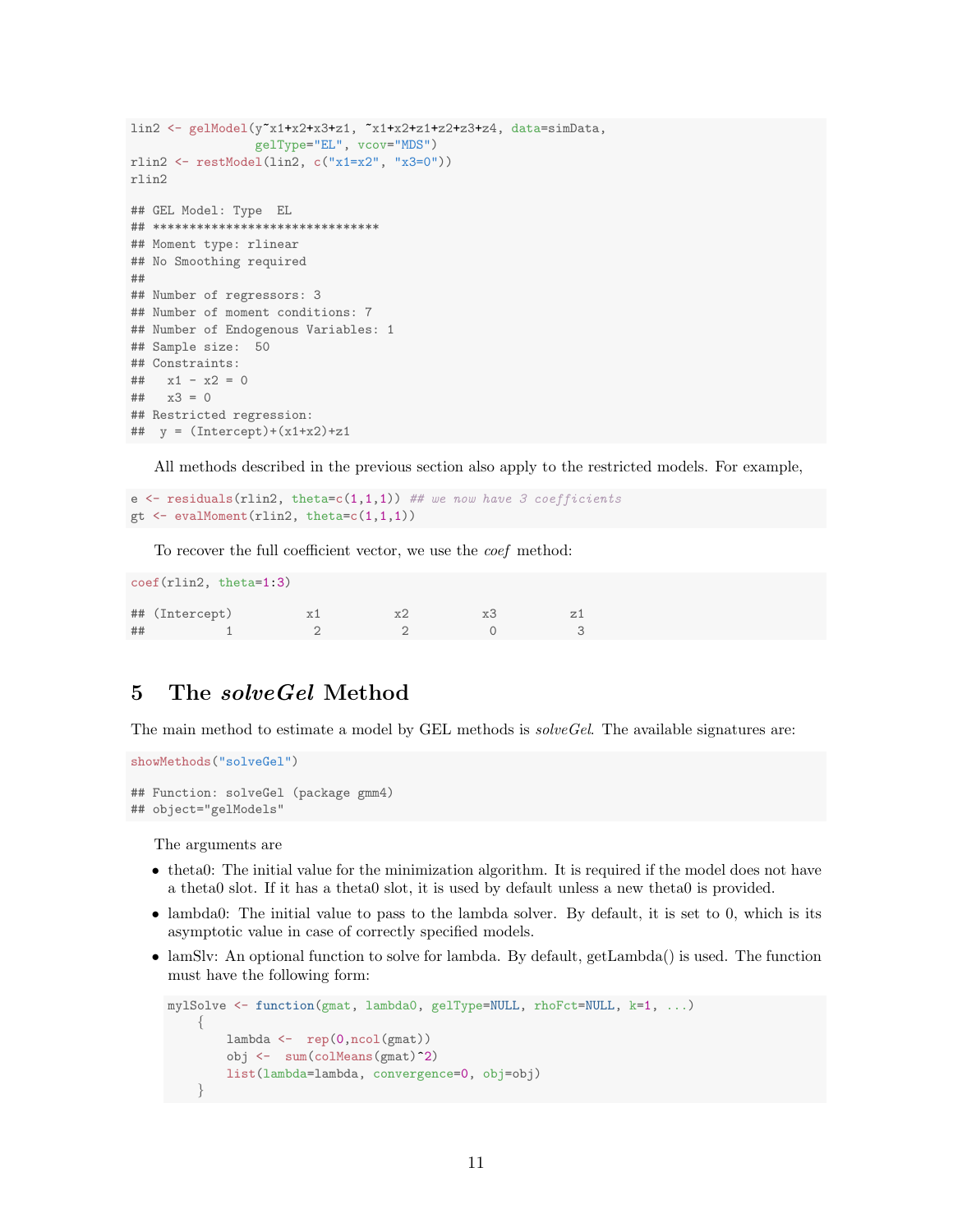```
lin2 <- gelModel(y~x1+x2+x3+z1, ~x1+x2+z1+z2+z3+z4, data=simData,
                 gelType="EL", vcov="MDS")
rlin2 <- restModel(lin2, c("x1=x2", "x3=0"))
rlin2

## GEL Model: Type  EL
## *******************************
## Moment type: rlinear
## No Smoothing required
##
## Number of regressors: 3
## Number of moment conditions: 7
## Number of Endogenous Variables: 1
## Sample size:  50
## Constraints:
##   x1 - x2 = 0
##   x3 = 0
## Restricted regression:
##  y = (Intercept)+(x1+x2)+z1
```

All methods described in the previous section also apply to the restricted models. For example,

```
e <- residuals(rlin2, theta=c(1,1,1)) ## we now have 3 coefficients
gt <- evalMoment(rlin2, theta=c(1,1,1))
```

To recover the full coefficient vector, we use the *coef* method:

```
coef(rlin2, theta=1:3)

## (Intercept)          x1          x2          x3          z1
##           1           2           2           0           3
```

# 5 The *solveGel* Method

The main method to estimate a model by GEL methods is *solveGel*. The available signatures are:

```
showMethods("solveGel")

## Function: solveGel (package gmm4)
## object="gelModels"
```

The arguments are

- theta0: The initial value for the minimization algorithm. It is required if the model does not have a theta0 slot. If it has a theta0 slot, it is used by default unless a new theta0 is provided.
- lambda0: The initial value to pass to the lambda solver. By default, it is set to 0, which is its asymptotic value in case of correctly specified models.
- lamSlv: An optional function to solve for lambda. By default, getLambda() is used. The function must have the following form:

```
mylSolve <- function(gmat, lambda0, gelType=NULL, rhoFct=NULL, k=1, ...)
    {
        lambda <-  rep(0,ncol(gmat))
        obj <-  sum(colMeans(gmat)^2)
        list(lambda=lambda, convergence=0, obj=obj)
    }
```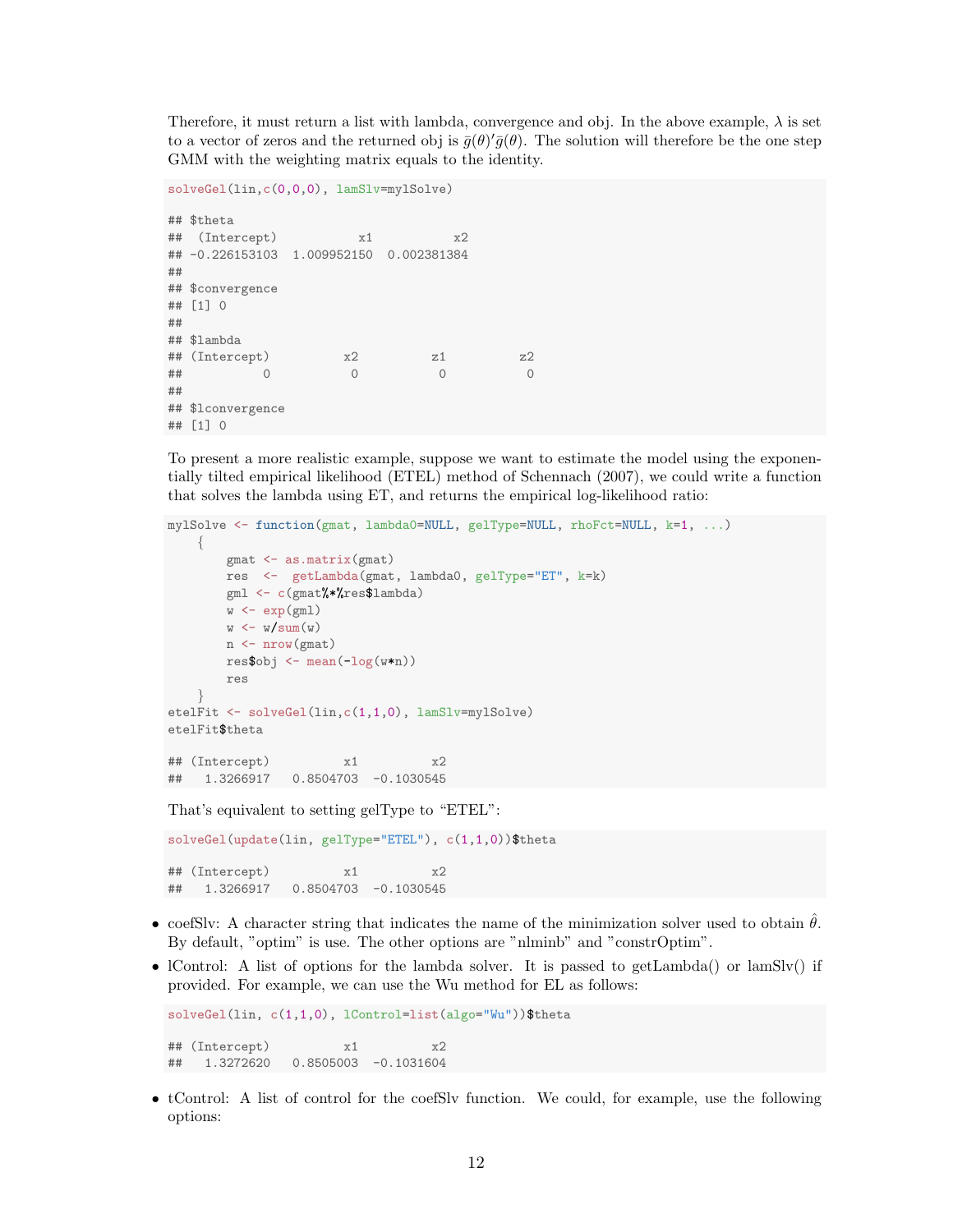Therefore, it must return a list with lambda, convergence and obj. In the above example, $\lambda$ is set to a vector of zeros and the returned obj is $\bar{g}(\theta)'\bar{g}(\theta)$. The solution will therefore be the one step GMM with the weighting matrix equals to the identity.

```
solveGel(lin,c(0,0,0), lamSlv=mylSolve)

## $theta
##  (Intercept)           x1           x2 
## -0.226153103  1.009952150  0.002381384 
## 
## $convergence
## [1] 0
## 
## $lambda
## (Intercept)          x2          z1          z2 
##           0           0           0           0 
## 
## $lconvergence
## [1] 0
```

To present a more realistic example, suppose we want to estimate the model using the exponentially tilted empirical likelihood (ETEL) method of Schennach (2007), we could write a function that solves the lambda using ET, and returns the empirical log-likelihood ratio:

```
mylSolve <- function(gmat, lambda0=NULL, gelType=NULL, rhoFct=NULL, k=1, ...)
    {
        gmat <- as.matrix(gmat)
        res  <-  getLambda(gmat, lambda0, gelType="ET", k=k)
        gml <- c(gmat%*%res$lambda)
        w <- exp(gml)
        w <- w/sum(w)
        n <- nrow(gmat)
        res$obj <- mean(-log(w*n))
        res
    }
etelFit <- solveGel(lin,c(1,1,0), lamSlv=mylSolve)
etelFit$theta

## (Intercept)          x1          x2 
##   1.3266917   0.8504703  -0.1030545
```

That's equivalent to setting gelType to "ETEL":

```
solveGel(update(lin, gelType="ETEL"), c(1,1,0))$theta

## (Intercept)          x1          x2 
##   1.3266917   0.8504703  -0.1030545
```

- coefSlv: A character string that indicates the name of the minimization solver used to obtain $\hat{\theta}$. By default, "optim" is use. The other options are "nlminb" and "constrOptim".
- lControl: A list of options for the lambda solver. It is passed to getLambda() or lamSlv() if provided. For example, we can use the Wu method for EL as follows:

```
solveGel(lin, c(1,1,0), lControl=list(algo="Wu"))$theta

## (Intercept)          x1          x2 
##   1.3272620   0.8505003  -0.1031604
```

- tControl: A list of control for the coefSlv function. We could, for example, use the following options: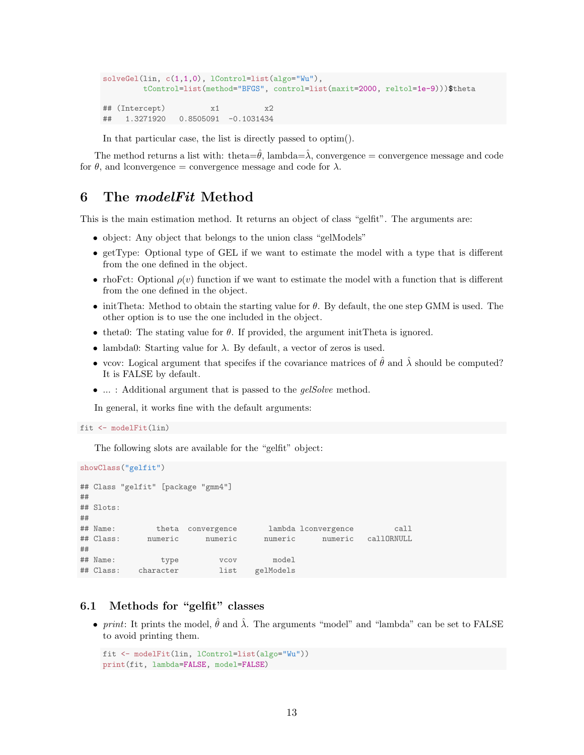```
solveGel(lin, c(1,1,0), lControl=list(algo="Wu"),
         tControl=list(method="BFGS", control=list(maxit=2000, reltol=1e-9)))$theta

## (Intercept)          x1          x2
##   1.3271920   0.8505091  -0.1031434
```

In that particular case, the list is directly passed to optim().

The method returns a list with: theta=$\hat{\theta}$, lambda=$\hat{\lambda}$, convergence = convergence message and code for $\theta$, and lconvergence = convergence message and code for $\lambda$.

# 6 The *modelFit* Method

This is the main estimation method. It returns an object of class "gelfit". The arguments are:

- object: Any object that belongs to the union class "gelModels"
- getType: Optional type of GEL if we want to estimate the model with a type that is different from the one defined in the object.
- rhoFct: Optional $\rho(v)$ function if we want to estimate the model with a function that is different from the one defined in the object.
- initTheta: Method to obtain the starting value for $\theta$. By default, the one step GMM is used. The other option is to use the one included in the object.
- theta0: The stating value for $\theta$. If provided, the argument initTheta is ignored.
- lambda0: Starting value for $\lambda$. By default, a vector of zeros is used.
- vcov: Logical argument that specifes if the covariance matrices of $\hat{\theta}$ and $\hat{\lambda}$ should be computed? It is FALSE by default.
- ... : Additional argument that is passed to the *gelSolve* method.

In general, it works fine with the default arguments:

```
fit <- modelFit(lin)
```

The following slots are available for the "gelfit" object:

```
showClass("gelfit")

## Class "gelfit" [package "gmm4"]
##
## Slots:
##
## Name:         theta  convergence       lambda lconvergence         call
## Class:      numeric      numeric      numeric      numeric   callORNULL
##
## Name:          type         vcov        model
## Class:    character         list    gelModels
```

## 6.1 Methods for "gelfit" classes

- *print*: It prints the model, $\hat{\theta}$ and $\hat{\lambda}$. The arguments "model" and "lambda" can be set to FALSE to avoid printing them.

```
fit <- modelFit(lin, lControl=list(algo="Wu"))
print(fit, lambda=FALSE, model=FALSE)
```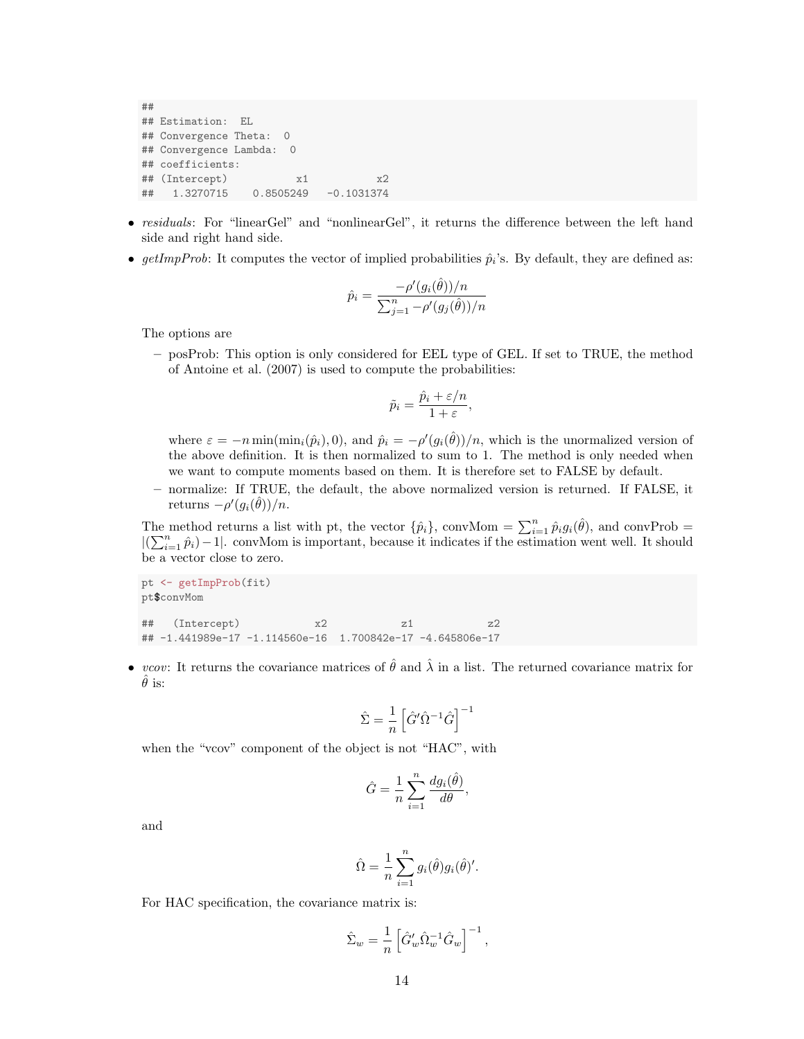```
##
## Estimation:  EL
## Convergence Theta:  0
## Convergence Lambda:  0
## coefficients:
## (Intercept)          x1          x2
##   1.3270715   0.8505249  -0.1031374
```

- *residuals*: For "linearGel" and "nonlinearGel", it returns the difference between the left hand side and right hand side.
- *getImpProb*: It computes the vector of implied probabilities $\hat{p}_i$'s. By default, they are defined as:

$$\hat{p}_i = \frac{-\rho'(g_i(\hat{\theta}))/n}{\sum_{j=1}^n -\rho'(g_j(\hat{\theta}))/n}$$

  The options are

  - posProb: This option is only considered for EEL type of GEL. If set to TRUE, the method of Antoine et al. (2007) is used to compute the probabilities:

$$\tilde{p}_i = \frac{\hat{p}_i + \varepsilon/n}{1+\varepsilon},$$

    where $\varepsilon = -n\min(\min_i(\hat{p}_i), 0)$, and $\hat{p}_i = -\rho'(g_i(\hat{\theta}))/n$, which is the unormalized version of the above definition. It is then normalized to sum to 1. The method is only needed when we want to compute moments based on them. It is therefore set to FALSE by default.
  - normalize: If TRUE, the default, the above normalized version is returned. If FALSE, it returns $-\rho'(g_i(\hat{\theta}))/n$.

  The method returns a list with pt, the vector $\{\hat{p}_i\}$, convMom $= \sum_{i=1}^n \hat{p}_i g_i(\hat{\theta})$, and convProb $= |(\sum_{i=1}^n \hat{p}_i) - 1|$. convMom is important, because it indicates if the estimation went well. It should be a vector close to zero.

```
pt <- getImpProb(fit)
pt$convMom

##   (Intercept)            x2            z1            z2
## -1.441989e-17 -1.114560e-16  1.700842e-17 -4.645806e-17
```

- *vcov*: It returns the covariance matrices of $\hat{\theta}$ and $\hat{\lambda}$ in a list. The returned covariance matrix for $\hat{\theta}$ is:

$$\hat{\Sigma} = \frac{1}{n}\left[\hat{G}'\hat{\Omega}^{-1}\hat{G}\right]^{-1}$$

  when the "vcov" component of the object is not "HAC", with

$$\hat{G} = \frac{1}{n}\sum_{i=1}^n \frac{dg_i(\hat{\theta})}{d\theta},$$

  and

$$\hat{\Omega} = \frac{1}{n}\sum_{i=1}^n g_i(\hat{\theta})g_i(\hat{\theta})'.$$

  For HAC specification, the covariance matrix is:

$$\hat{\Sigma}_w = \frac{1}{n}\left[\hat{G}_w'\hat{\Omega}_w^{-1}\hat{G}_w\right]^{-1},$$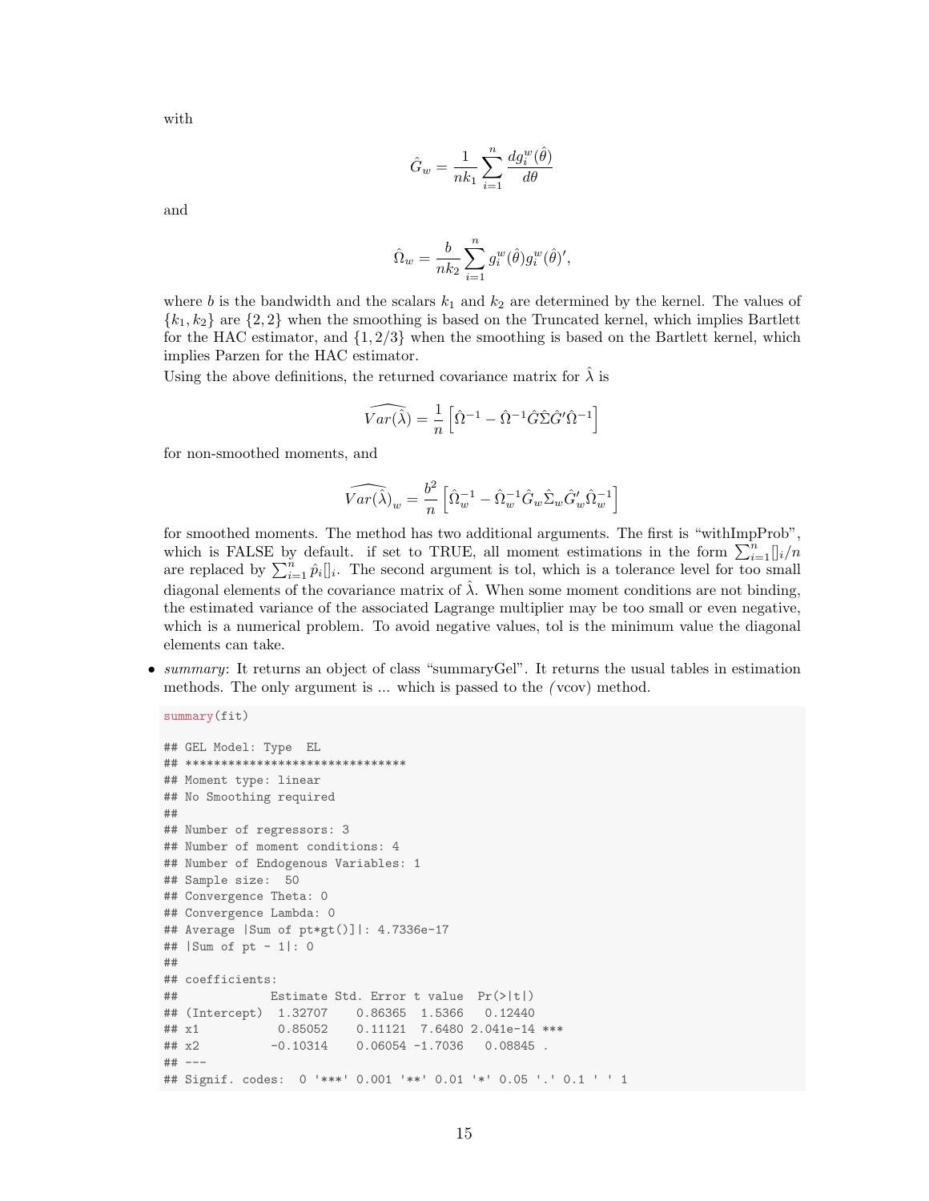with

$$\hat{G}_w = \frac{1}{nk_1}\sum_{i=1}^{n} \frac{dg_i^w(\hat{\theta})}{d\theta}$$

and

$$\hat{\Omega}_w = \frac{b}{nk_2}\sum_{i=1}^{n} g_i^w(\hat{\theta})g_i^w(\hat{\theta})',$$

where $b$ is the bandwidth and the scalars $k_1$ and $k_2$ are determined by the kernel. The values of $\{k_1, k_2\}$ are $\{2, 2\}$ when the smoothing is based on the Truncated kernel, which implies Bartlett for the HAC estimator, and $\{1, 2/3\}$ when the smoothing is based on the Bartlett kernel, which implies Parzen for the HAC estimator.
Using the above definitions, the returned covariance matrix for $\hat{\lambda}$ is

$$\widehat{Var(\hat{\lambda})} = \frac{1}{n}\left[\hat{\Omega}^{-1} - \hat{\Omega}^{-1}\hat{G}\hat{\Sigma}\hat{G}'\hat{\Omega}^{-1}\right]$$

for non-smoothed moments, and

$$\widehat{Var(\hat{\lambda})}_w = \frac{b^2}{n}\left[\hat{\Omega}_w^{-1} - \hat{\Omega}_w^{-1}\hat{G}_w\hat{\Sigma}_w\hat{G}_w'\hat{\Omega}_w^{-1}\right]$$

for smoothed moments. The method has two additional arguments. The first is "withImpProb", which is FALSE by default. if set to TRUE, all moment estimations in the form $\sum_{i=1}^{n}[]_i/n$ are replaced by $\sum_{i=1}^{n}\hat{p}_i[]_i$. The second argument is tol, which is a tolerance level for too small diagonal elements of the covariance matrix of $\hat{\lambda}$. When some moment conditions are not binding, the estimated variance of the associated Lagrange multiplier may be too small or even negative, which is a numerical problem. To avoid negative values, tol is the minimum value the diagonal elements can take.

- *summary*: It returns an object of class "summaryGel". It returns the usual tables in estimation methods. The only argument is ... which is passed to the *(* vcov) method.

```
summary(fit)
```

```
## GEL Model: Type  EL
## *******************************
## Moment type: linear
## No Smoothing required
##
## Number of regressors: 3
## Number of moment conditions: 4
## Number of Endogenous Variables: 1
## Sample size:  50
## Convergence Theta: 0
## Convergence Lambda: 0
## Average |Sum of pt*gt()]|: 4.7336e-17
## |Sum of pt - 1|: 0
##
## coefficients:
##             Estimate Std. Error t value  Pr(>|t|)
## (Intercept)  1.32707    0.86365  1.5366   0.12440
## x1           0.85052    0.11121  7.6480 2.041e-14 ***
## x2          -0.10314    0.06054 -1.7036   0.08845 .
## ---
## Signif. codes:  0 '***' 0.001 '**' 0.01 '*' 0.05 '.' 0.1 ' ' 1
```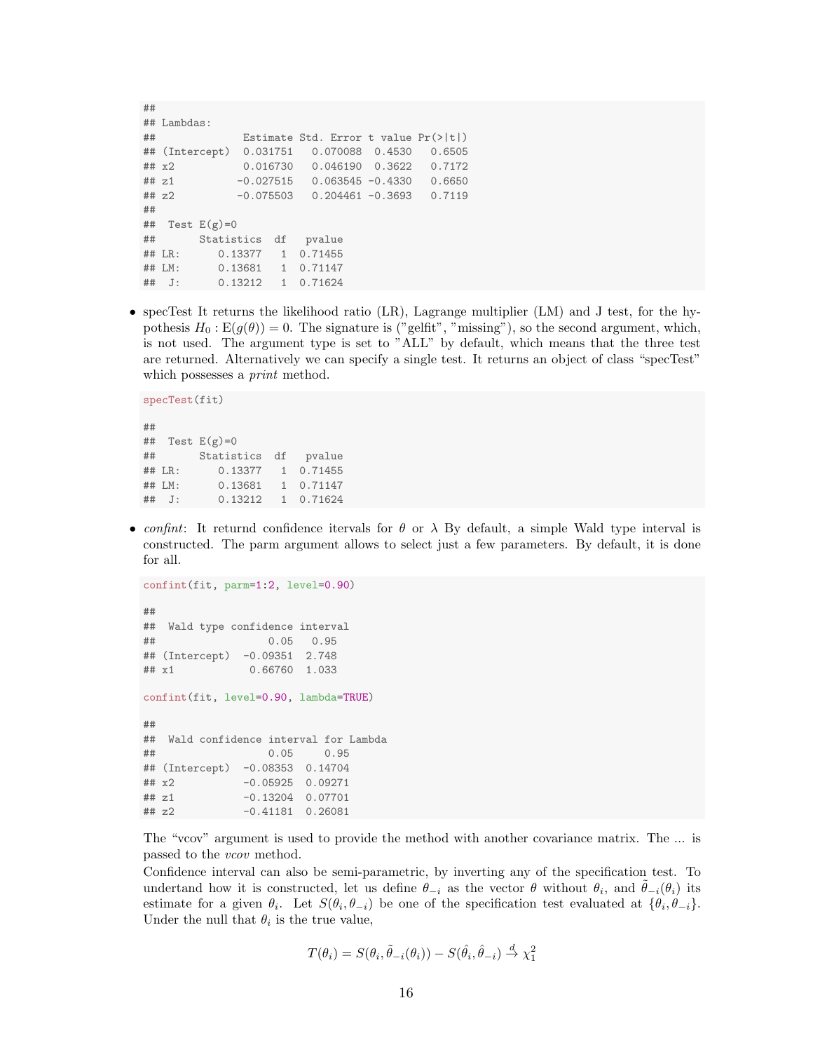```
##
## Lambdas:
##              Estimate Std. Error t value Pr(>|t|)
## (Intercept)  0.031751   0.070088  0.4530   0.6505
## x2           0.016730   0.046190  0.3622   0.7172
## z1          -0.027515   0.063545 -0.4330   0.6650
## z2          -0.075503   0.204461 -0.3693   0.7119
##
##  Test E(g)=0
##       Statistics  df   pvalue
## LR:      0.13377   1  0.71455
## LM:      0.13681   1  0.71147
##  J:      0.13212   1  0.71624
```

- specTest It returns the likelihood ratio (LR), Lagrange multiplier (LM) and J test, for the hypothesis $H_0 : \mathrm{E}(g(\theta)) = 0$. The signature is ("gelfit", "missing"), so the second argument, which, is not used. The argument type is set to "ALL" by default, which means that the three test are returned. Alternatively we can specify a single test. It returns an object of class "specTest" which possesses a *print* method.

```
specTest(fit)

##
##  Test E(g)=0
##       Statistics  df   pvalue
## LR:      0.13377   1  0.71455
## LM:      0.13681   1  0.71147
##  J:      0.13212   1  0.71624
```

- *confint*: It returnd confidence itervals for $\theta$ or $\lambda$ By default, a simple Wald type interval is constructed. The parm argument allows to select just a few parameters. By default, it is done for all.

```
confint(fit, parm=1:2, level=0.90)

##
##  Wald type confidence interval
##                  0.05   0.95
## (Intercept)  -0.09351  2.748
## x1            0.66760  1.033

confint(fit, level=0.90, lambda=TRUE)

##
##  Wald confidence interval for Lambda
##                  0.05     0.95
## (Intercept)  -0.08353  0.14704
## x2           -0.05925  0.09271
## z1           -0.13204  0.07701
## z2           -0.41181  0.26081
```

The "vcov" argument is used to provide the method with another covariance matrix. The ... is passed to the *vcov* method.

Confidence interval can also be semi-parametric, by inverting any of the specification test. To undertand how it is constructed, let us define $\theta_{-i}$ as the vector $\theta$ without $\theta_i$, and $\tilde{\theta}_{-i}(\theta_i)$ its estimate for a given $\theta_i$. Let $S(\theta_i, \theta_{-i})$ be one of the specification test evaluated at $\{\theta_i, \theta_{-i}\}$. Under the null that $\theta_i$ is the true value,

$$T(\theta_i) = S(\theta_i, \tilde{\theta}_{-i}(\theta_i)) - S(\hat{\theta}_i, \hat{\theta}_{-i}) \xrightarrow{d} \chi^2_1$$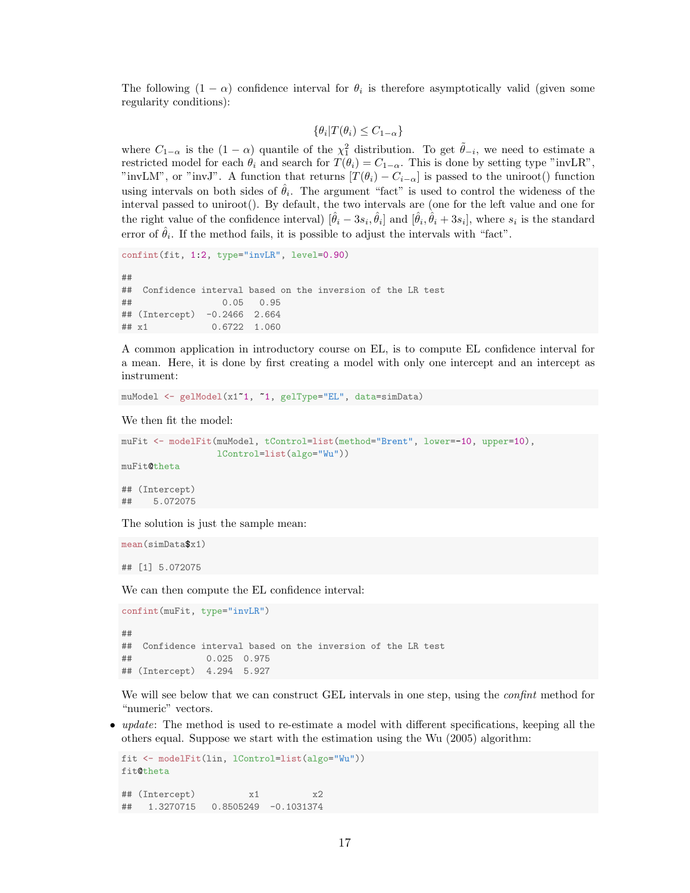The following $(1-\alpha)$ confidence interval for $\theta_i$ is therefore asymptotically valid (given some regularity conditions):

$$\{\theta_i | T(\theta_i) \leq C_{1-\alpha}\}$$

where $C_{1-\alpha}$ is the $(1-\alpha)$ quantile of the $\chi^2_1$ distribution. To get $\tilde{\theta}_{-i}$, we need to estimate a restricted model for each $\theta_i$ and search for $T(\theta_i) = C_{1-\alpha}$. This is done by setting type "invLR", "invLM", or "invJ". A function that returns $[T(\theta_i) - C_{i-\alpha}]$ is passed to the uniroot() function using intervals on both sides of $\hat{\theta}_i$. The argument "fact" is used to control the wideness of the interval passed to uniroot(). By default, the two intervals are (one for the left value and one for the right value of the confidence interval) $[\hat{\theta}_i - 3s_i, \hat{\theta}_i]$ and $[\hat{\theta}_i, \hat{\theta}_i + 3s_i]$, where $s_i$ is the standard error of $\hat{\theta}_i$. If the method fails, it is possible to adjust the intervals with "fact".

```
confint(fit, 1:2, type="invLR", level=0.90)

##
##  Confidence interval based on the inversion of the LR test
##                 0.05   0.95
## (Intercept)  -0.2466  2.664
## x1            0.6722  1.060
```

A common application in introductory course on EL, is to compute EL confidence interval for a mean. Here, it is done by first creating a model with only one intercept and an intercept as instrument:

```
muModel <- gelModel(x1~1, ~1, gelType="EL", data=simData)
```

We then fit the model:

```
muFit <- modelFit(muModel, tControl=list(method="Brent", lower=-10, upper=10),
                  lControl=list(algo="Wu"))
muFit@theta

## (Intercept)
##    5.072075
```

The solution is just the sample mean:

```
mean(simData$x1)

## [1] 5.072075
```

We can then compute the EL confidence interval:

```
confint(muFit, type="invLR")

##
##  Confidence interval based on the inversion of the LR test
##              0.025  0.975
## (Intercept)  4.294  5.927
```

We will see below that we can construct GEL intervals in one step, using the *confint* method for "numeric" vectors.

- *update*: The method is used to re-estimate a model with different specifications, keeping all the others equal. Suppose we start with the estimation using the Wu (2005) algorithm:

```
fit <- modelFit(lin, lControl=list(algo="Wu"))
fit@theta

## (Intercept)          x1          x2
##   1.3270715   0.8505249  -0.1031374
```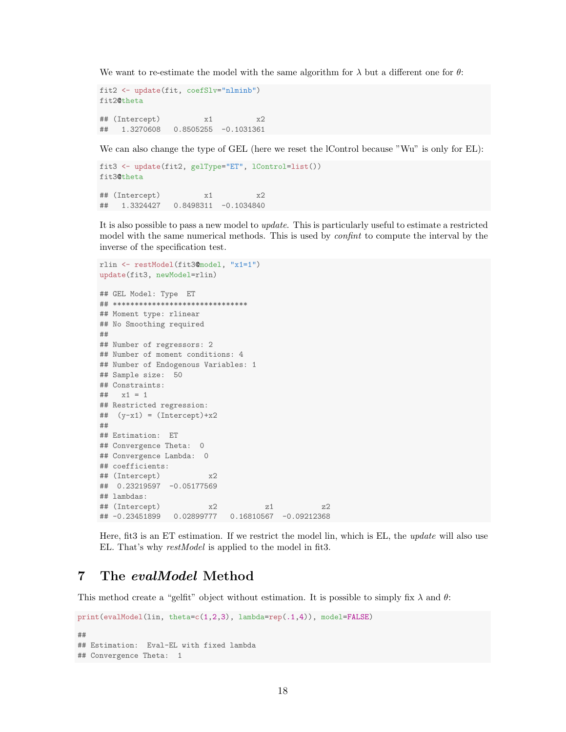We want to re-estimate the model with the same algorithm for $\lambda$ but a different one for $\theta$:

```
fit2 <- update(fit, coefSlv="nlminb")
fit2@theta

## (Intercept)          x1          x2
##   1.3270608   0.8505255  -0.1031361
```

We can also change the type of GEL (here we reset the lControl because "Wu" is only for EL):

```
fit3 <- update(fit2, gelType="ET", lControl=list())
fit3@theta

## (Intercept)          x1          x2
##   1.3324427   0.8498311  -0.1034840
```

It is also possible to pass a new model to *update*. This is particularly useful to estimate a restricted model with the same numerical methods. This is used by *confint* to compute the interval by the inverse of the specification test.

```
rlin <- restModel(fit3@model, "x1=1")
update(fit3, newModel=rlin)

## GEL Model: Type  ET
## *******************************
## Moment type: rlinear
## No Smoothing required
##
## Number of regressors: 2
## Number of moment conditions: 4
## Number of Endogenous Variables: 1
## Sample size:  50
## Constraints:
##   x1 = 1
## Restricted regression:
##  (y-x1) = (Intercept)+x2
##
## Estimation:  ET
## Convergence Theta:  0
## Convergence Lambda:  0
## coefficients:
## (Intercept)           x2
##  0.23219597  -0.05177569
## lambdas:
## (Intercept)           x2           z1           z2
## -0.23451899   0.02899777   0.16810567  -0.09212368
```

Here, fit3 is an ET estimation. If we restrict the model lin, which is EL, the *update* will also use EL. That's why *restModel* is applied to the model in fit3.

# 7 The *evalModel* Method

This method create a "gelfit" object without estimation. It is possible to simply fix $\lambda$ and $\theta$:

```
print(evalModel(lin, theta=c(1,2,3), lambda=rep(.1,4)), model=FALSE)

##
## Estimation:  Eval-EL with fixed lambda
## Convergence Theta:  1
```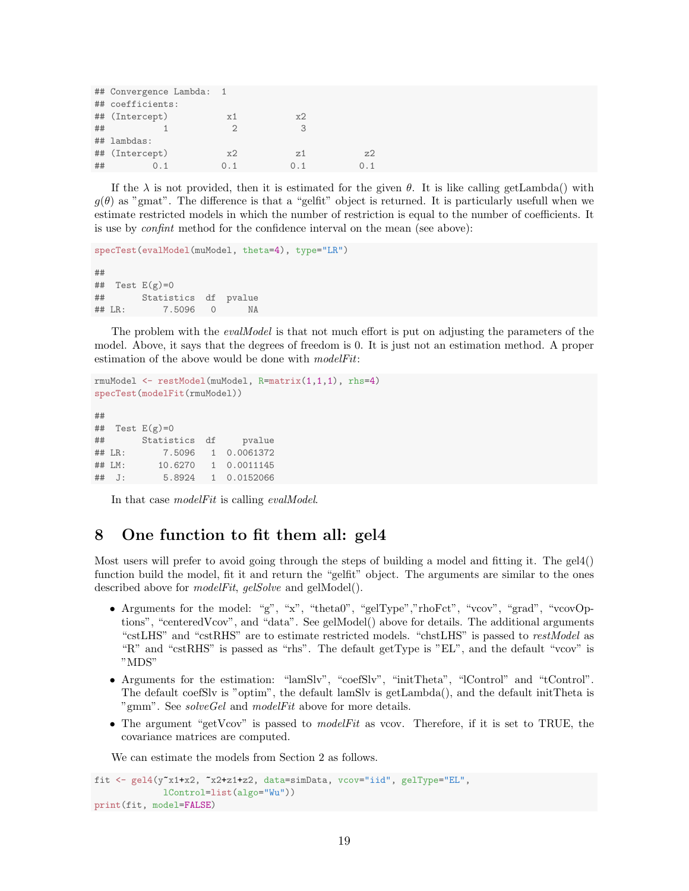```
## Convergence Lambda:  1
## coefficients:
## (Intercept)           x1           x2
##           1            2            3
## lambdas:
## (Intercept)           x2           z1           z2
##         0.1          0.1          0.1          0.1
```

If the $\lambda$ is not provided, then it is estimated for the given $\theta$. It is like calling getLambda() with $g(\theta)$ as "gmat". The difference is that a "gelfit" object is returned. It is particularly usefull when we estimate restricted models in which the number of restriction is equal to the number of coefficients. It is use by *confint* method for the confidence interval on the mean (see above):

```
specTest(evalModel(muModel, theta=4), type="LR")

##
##  Test E(g)=0
##       Statistics  df  pvalue
## LR:       7.5096   0      NA
```

The problem with the *evalModel* is that not much effort is put on adjusting the parameters of the model. Above, it says that the degrees of freedom is 0. It is just not an estimation method. A proper estimation of the above would be done with *modelFit*:

```
rmuModel <- restModel(muModel, R=matrix(1,1,1), rhs=4)
specTest(modelFit(rmuModel))

##
##  Test E(g)=0
##       Statistics  df     pvalue
## LR:       7.5096   1  0.0061372
## LM:      10.6270   1  0.0011145
##  J:       5.8924   1  0.0152066
```

In that case *modelFit* is calling *evalModel*.

# 8 One function to fit them all: gel4

Most users will prefer to avoid going through the steps of building a model and fitting it. The gel4() function build the model, fit it and return the "gelfit" object. The arguments are similar to the ones described above for *modelFit*, *gelSolve* and gelModel().

- Arguments for the model: "g", "x", "theta0", "gelType","rhoFct", "vcov", "grad", "vcovOptions", "centeredVcov", and "data". See gelModel() above for details. The additional arguments "cstLHS" and "cstRHS" are to estimate restricted models. "chstLHS" is passed to *restModel* as "R" and "cstRHS" is passed as "rhs". The default getType is "EL", and the default "vcov" is "MDS"
- Arguments for the estimation: "lamSlv", "coefSlv", "initTheta", "lControl" and "tControl". The default coefSlv is "optim", the default lamSlv is getLambda(), and the default initTheta is "gmm". See *solveGel* and *modelFit* above for more details.
- The argument "getVcov" is passed to *modelFit* as vcov. Therefore, if it is set to TRUE, the covariance matrices are computed.

We can estimate the models from Section 2 as follows.

```
fit <- gel4(y~x1+x2, ~x2+z1+z2, data=simData, vcov="iid", gelType="EL",
            lControl=list(algo="Wu"))
print(fit, model=FALSE)
```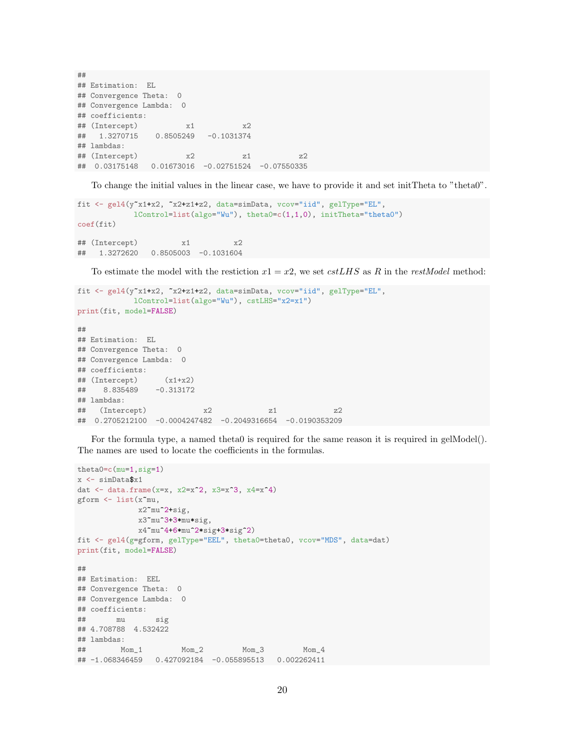```
##
## Estimation:  EL
## Convergence Theta:  0
## Convergence Lambda:  0
## coefficients:
## (Intercept)           x1           x2
##   1.3270715    0.8505249   -0.1031374
## lambdas:
## (Intercept)           x2           z1           z2
##  0.03175148   0.01673016  -0.02751524  -0.07550335
```

To change the initial values in the linear case, we have to provide it and set initTheta to "theta0".

```
fit <- gel4(y~x1+x2, ~x2+z1+z2, data=simData, vcov="iid", gelType="EL",
            lControl=list(algo="Wu"), theta0=c(1,1,0), initTheta="theta0")
coef(fit)

## (Intercept)          x1          x2
##   1.3272620   0.8505003  -0.1031604
```

To estimate the model with the restiction $x1 = x2$, we set *cstLHS* as *R* in the *restModel* method:

```
fit <- gel4(y~x1+x2, ~x2+z1+z2, data=simData, vcov="iid", gelType="EL",
            lControl=list(algo="Wu"), cstLHS="x2=x1")
print(fit, model=FALSE)

##
## Estimation:  EL
## Convergence Theta:  0
## Convergence Lambda:  0
## coefficients:
## (Intercept)      (x1+x2)
##    8.835489    -0.313172
## lambdas:
##   (Intercept)             x2             z1             z2
##  0.2705212100  -0.0004247482  -0.2049316654  -0.0190353209
```

For the formula type, a named theta0 is required for the same reason it is required in gelModel(). The names are used to locate the coefficients in the formulas.

```
theta0=c(mu=1,sig=1)
x <- simData$x1
dat <- data.frame(x=x, x2=x^2, x3=x^3, x4=x^4)
gform <- list(x~mu,
              x2~mu^2+sig,
              x3~mu^3+3*mu*sig,
              x4~mu^4+6*mu^2*sig+3*sig^2)
fit <- gel4(g=gform, gelType="EEL", theta0=theta0, vcov="MDS", data=dat)
print(fit, model=FALSE)

##
## Estimation:  EEL
## Convergence Theta:  0
## Convergence Lambda:  0
## coefficients:
##       mu       sig
## 4.708788  4.532422
## lambdas:
##        Mom_1         Mom_2         Mom_3         Mom_4
## -1.068346459   0.427092184  -0.055895513   0.002262411
```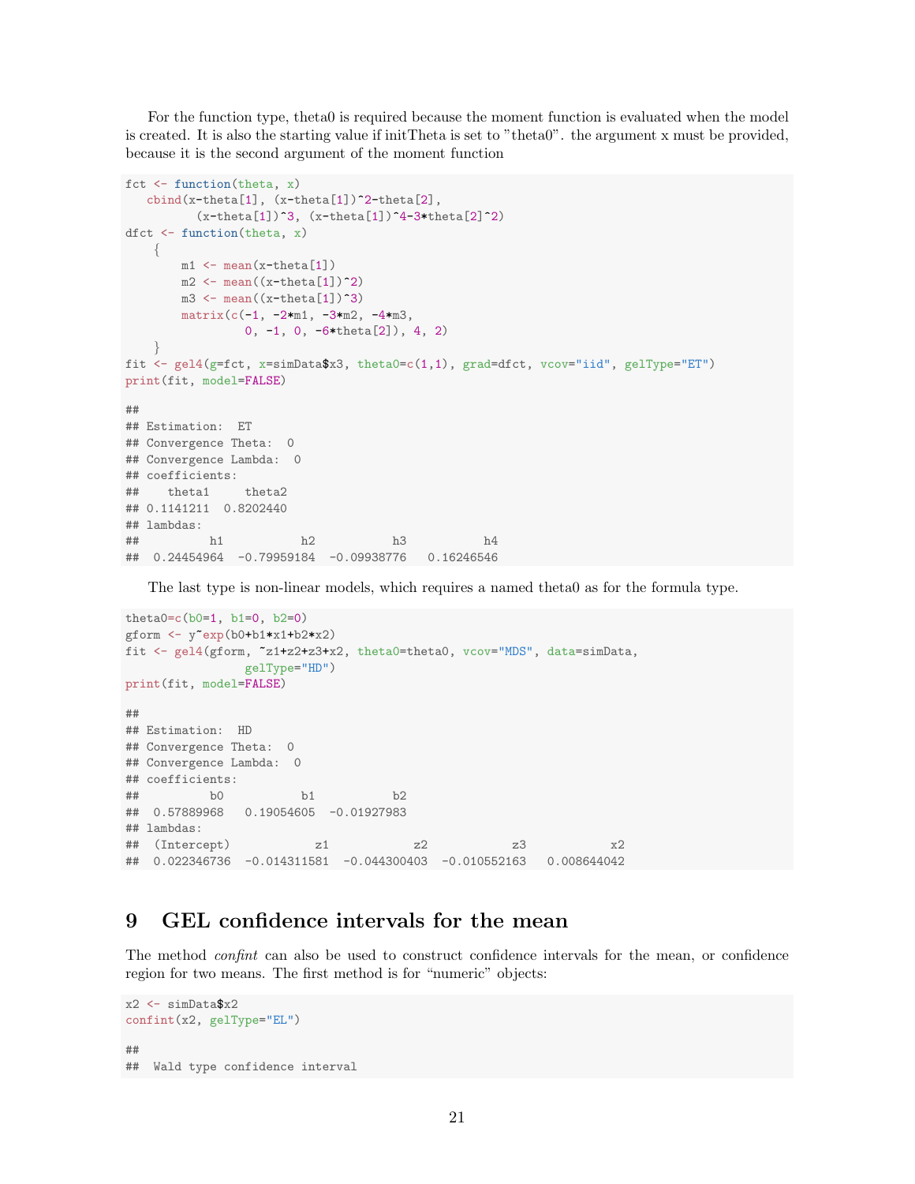For the function type, theta0 is required because the moment function is evaluated when the model is created. It is also the starting value if initTheta is set to "theta0". the argument x must be provided, because it is the second argument of the moment function

```
fct <- function(theta, x)
   cbind(x-theta[1], (x-theta[1])^2-theta[2],
         (x-theta[1])^3, (x-theta[1])^4-3*theta[2]^2)
dfct <- function(theta, x)
    {
        m1 <- mean(x-theta[1])
        m2 <- mean((x-theta[1])^2)
        m3 <- mean((x-theta[1])^3)
        matrix(c(-1, -2*m1, -3*m2, -4*m3,
                 0, -1, 0, -6*theta[2]), 4, 2)
    }
fit <- gel4(g=fct, x=simData$x3, theta0=c(1,1), grad=dfct, vcov="iid", gelType="ET")
print(fit, model=FALSE)

##
## Estimation:  ET
## Convergence Theta:  0
## Convergence Lambda:  0
## coefficients:
##    theta1     theta2
## 0.1141211  0.8202440
## lambdas:
##          h1           h2           h3           h4
##  0.24454964  -0.79959184  -0.09938776   0.16246546
```

The last type is non-linear models, which requires a named theta0 as for the formula type.

```
theta0=c(b0=1, b1=0, b2=0)
gform <- y~exp(b0+b1*x1+b2*x2)
fit <- gel4(gform, ~z1+z2+z3+x2, theta0=theta0, vcov="MDS", data=simData,
                gelType="HD")
print(fit, model=FALSE)

##
## Estimation:  HD
## Convergence Theta:  0
## Convergence Lambda:  0
## coefficients:
##          b0           b1           b2
##  0.57889968   0.19054605  -0.01927983
## lambdas:
##  (Intercept)            z1            z2            z3            x2
##  0.022346736  -0.014311581  -0.044300403  -0.010552163   0.008644042
```

# 9 GEL confidence intervals for the mean

The method *confint* can also be used to construct confidence intervals for the mean, or confidence region for two means. The first method is for "numeric" objects:

```
x2 <- simData$x2
confint(x2, gelType="EL")

##
##  Wald type confidence interval
```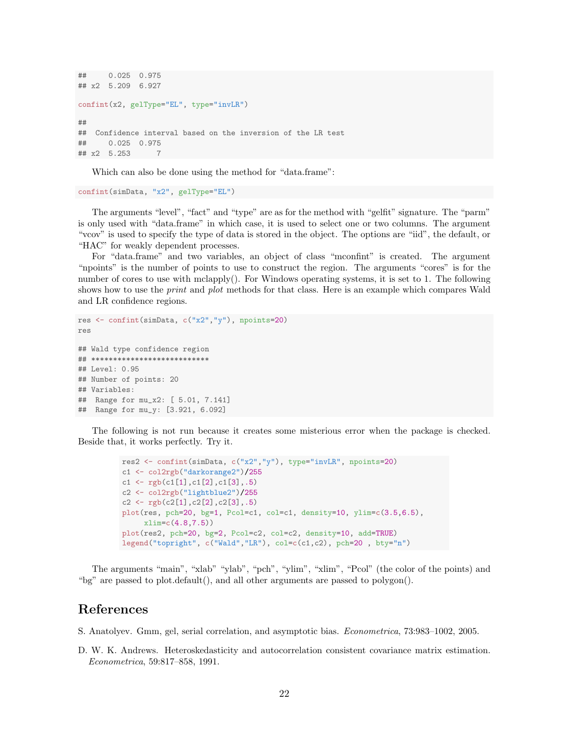```
##     0.025  0.975
## x2  5.209  6.927
```

```
confint(x2, gelType="EL", type="invLR")
```

```
##
##  Confidence interval based on the inversion of the LR test
##     0.025  0.975
## x2  5.253      7
```

Which can also be done using the method for "data.frame":

```
confint(simData, "x2", gelType="EL")
```

The arguments "level", "fact" and "type" are as for the method with "gelfit" signature. The "parm" is only used with "data.frame" in which case, it is used to select one or two columns. The argument "vcov" is used to specify the type of data is stored in the object. The options are "iid", the default, or "HAC" for weakly dependent processes.

For "data.frame" and two variables, an object of class "mconfint" is created. The argument "npoints" is the number of points to use to construct the region. The arguments "cores" is for the number of cores to use with mclapply(). For Windows operating systems, it is set to 1. The following shows how to use the *print* and *plot* methods for that class. Here is an example which compares Wald and LR confidence regions.

```
res <- confint(simData, c("x2","y"), npoints=20)
res
```

```
## Wald type confidence region
## ***************************
## Level: 0.95
## Number of points: 20
## Variables:
##  Range for mu_x2: [ 5.01, 7.141]
##  Range for mu_y: [3.921, 6.092]
```

The following is not run because it creates some misterious error when the package is checked. Beside that, it works perfectly. Try it.

```
res2 <- confint(simData, c("x2","y"), type="invLR", npoints=20)
c1 <- col2rgb("darkorange2")/255
c1 <- rgb(c1[1],c1[2],c1[3],.5)
c2 <- col2rgb("lightblue2")/255
c2 <- rgb(c2[1],c2[2],c2[3],.5)
plot(res, pch=20, bg=1, Pcol=c1, col=c1, density=10, ylim=c(3.5,6.5),
     xlim=c(4.8,7.5))
plot(res2, pch=20, bg=2, Pcol=c2, col=c2, density=10, add=TRUE)
legend("topright", c("Wald","LR"), col=c(c1,c2), pch=20 , bty="n")
```

The arguments "main", "xlab" "ylab", "pch", "ylim", "xlim", "Pcol" (the color of the points) and "bg" are passed to plot.default(), and all other arguments are passed to polygon().

# References

S. Anatolyev. Gmm, gel, serial correlation, and asymptotic bias. *Econometrica*, 73:983–1002, 2005.

D. W. K. Andrews. Heteroskedasticity and autocorrelation consistent covariance matrix estimation. *Econometrica*, 59:817–858, 1991.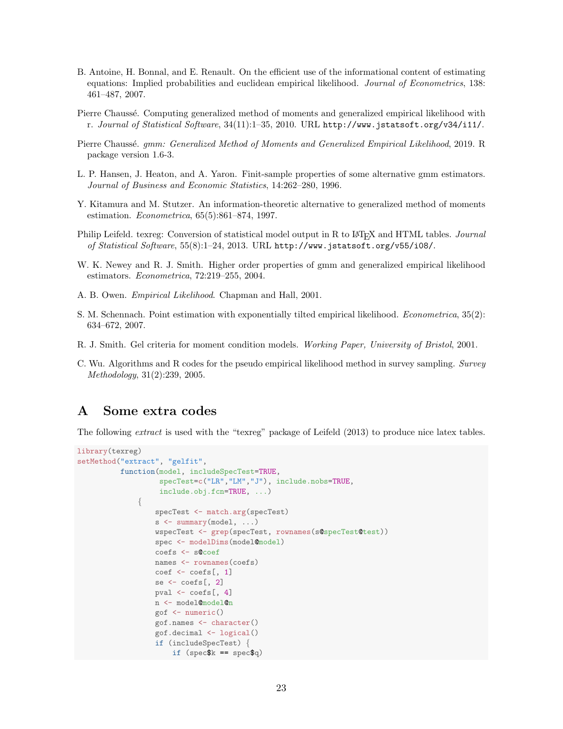B. Antoine, H. Bonnal, and E. Renault. On the efficient use of the informational content of estimating equations: Implied probabilities and euclidean empirical likelihood. *Journal of Econometrics*, 138: 461–487, 2007.

Pierre Chaussé. Computing generalized method of moments and generalized empirical likelihood with r. *Journal of Statistical Software*, 34(11):1–35, 2010. URL `http://www.jstatsoft.org/v34/i11/`.

Pierre Chaussé. *gmm: Generalized Method of Moments and Generalized Empirical Likelihood*, 2019. R package version 1.6-3.

L. P. Hansen, J. Heaton, and A. Yaron. Finit-sample properties of some alternative gmm estimators. *Journal of Business and Economic Statistics*, 14:262–280, 1996.

Y. Kitamura and M. Stutzer. An information-theoretic alternative to generalized method of moments estimation. *Econometrica*, 65(5):861–874, 1997.

Philip Leifeld. texreg: Conversion of statistical model output in R to LaTeX and HTML tables. *Journal of Statistical Software*, 55(8):1–24, 2013. URL `http://www.jstatsoft.org/v55/i08/`.

W. K. Newey and R. J. Smith. Higher order properties of gmm and generalized empirical likelihood estimators. *Econometrica*, 72:219–255, 2004.

A. B. Owen. *Empirical Likelihood*. Chapman and Hall, 2001.

S. M. Schennach. Point estimation with exponentially tilted empirical likelihood. *Econometrica*, 35(2): 634–672, 2007.

R. J. Smith. Gel criteria for moment condition models. *Working Paper, University of Bristol*, 2001.

C. Wu. Algorithms and R codes for the pseudo empirical likelihood method in survey sampling. *Survey Methodology*, 31(2):239, 2005.

# A Some extra codes

The following *extract* is used with the "texreg" package of Leifeld (2013) to produce nice latex tables.

```
library(texreg)
setMethod("extract", "gelfit",
          function(model, includeSpecTest=TRUE,
                   specTest=c("LR","LM","J"), include.nobs=TRUE,
                   include.obj.fcn=TRUE, ...)
              {
                  specTest <- match.arg(specTest)
                  s <- summary(model, ...)
                  wspecTest <- grep(specTest, rownames(s@specTest@test))
                  spec <- modelDims(model@model)
                  coefs <- s@coef
                  names <- rownames(coefs)
                  coef <- coefs[, 1]
                  se <- coefs[, 2]
                  pval <- coefs[, 4]
                  n <- model@model@n
                  gof <- numeric()
                  gof.names <- character()
                  gof.decimal <- logical()
                  if (includeSpecTest) {
                      if (spec$k == spec$q)
```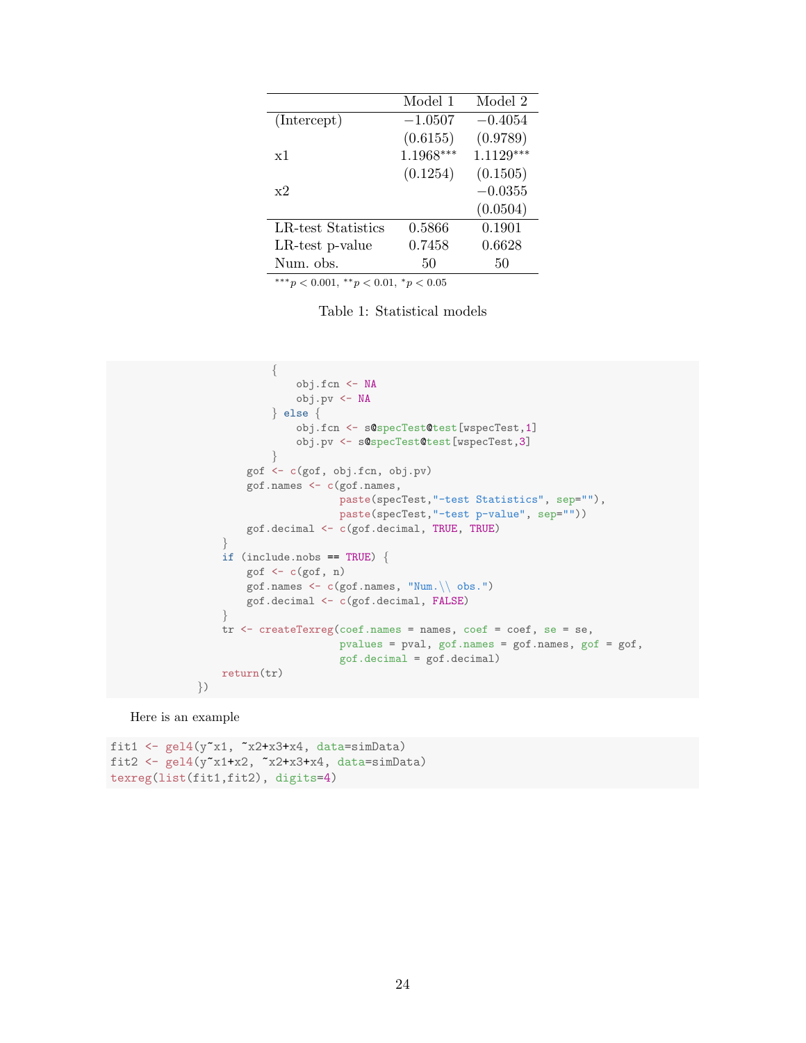| | Model 1 | Model 2 |
|---|---|---|
| (Intercept) | $-1.0507$ | $-0.4054$ |
| | (0.6155) | (0.9789) |
| x1 | $1.1968^{***}$ | $1.1129^{***}$ |
| | (0.1254) | (0.1505) |
| x2 | | $-0.0355$ |
| | | (0.0504) |
| LR-test Statistics | 0.5866 | 0.1901 |
| LR-test p-value | 0.7458 | 0.6628 |
| Num. obs. | 50 | 50 |

$^{***}p < 0.001$, $^{**}p < 0.01$, $^{*}p < 0.05$

Table 1: Statistical models

```
                    {
                        obj.fcn <- NA
                        obj.pv <- NA
                    } else {
                        obj.fcn <- s@specTest@test[wspecTest,1]
                        obj.pv <- s@specTest@test[wspecTest,3]
                    }
                gof <- c(gof, obj.fcn, obj.pv)
                gof.names <- c(gof.names,
                               paste(specTest,"-test Statistics", sep=""),
                               paste(specTest,"-test p-value", sep=""))
                gof.decimal <- c(gof.decimal, TRUE, TRUE)
            }
            if (include.nobs == TRUE) {
                gof <- c(gof, n)
                gof.names <- c(gof.names, "Num.\\ obs.")
                gof.decimal <- c(gof.decimal, FALSE)
            }
            tr <- createTexreg(coef.names = names, coef = coef, se = se,
                               pvalues = pval, gof.names = gof.names, gof = gof,
                               gof.decimal = gof.decimal)
            return(tr)
        })
```

Here is an example

```
fit1 <- gel4(y~x1, ~x2+x3+x4, data=simData)
fit2 <- gel4(y~x1+x2, ~x2+x3+x4, data=simData)
texreg(list(fit1,fit2), digits=4)
```